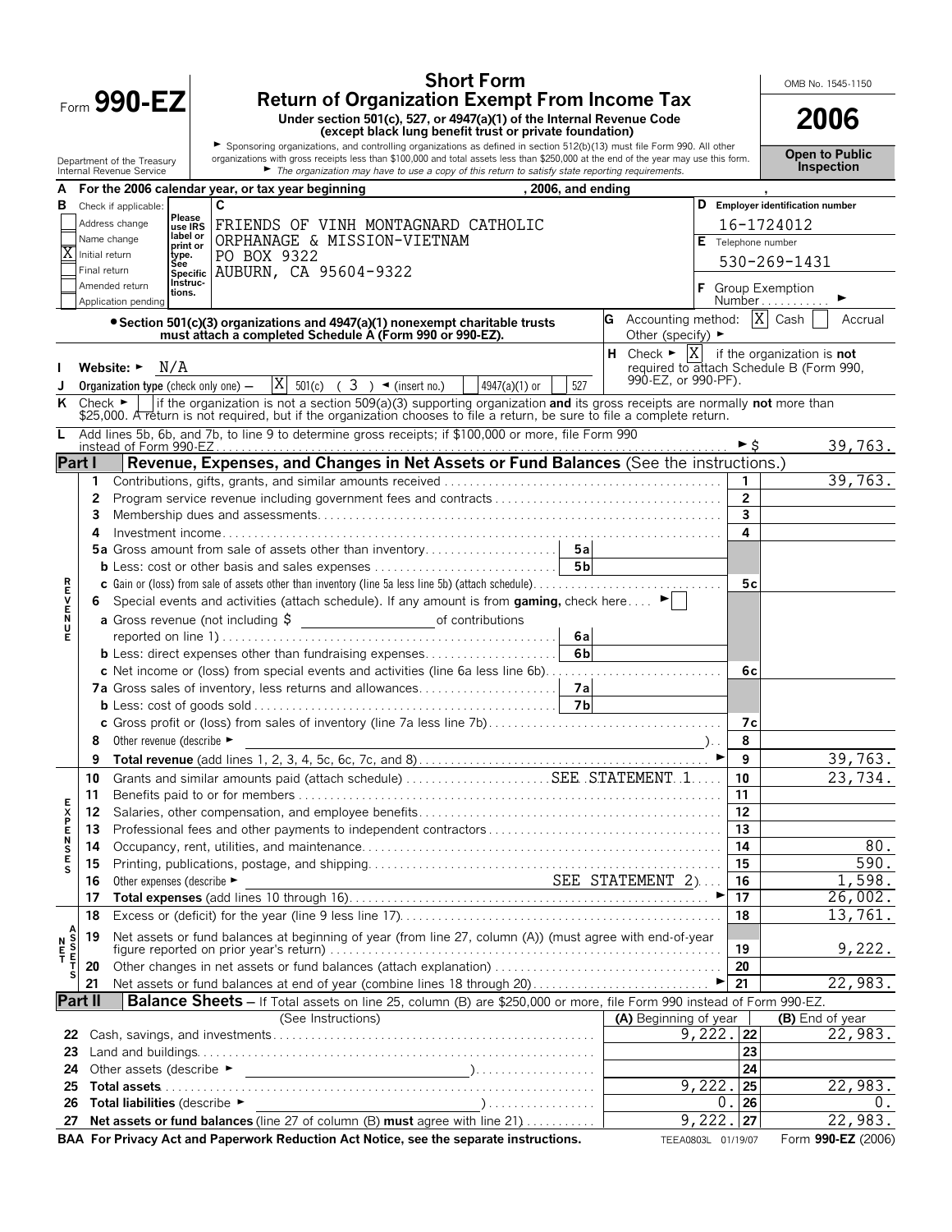# Form 990-EZ

## Short Form
## Return of Organization Exempt From Income Tax

**Under section 501(c), 527, or 4947(a)(1) of the Internal Revenue Code (except black lung benefit trust or private foundation)**

► Sponsoring organizations, and controlling organizations as defined in section 512(b)(13) must file Form 990. All other organizations with gross receipts less than $100,000 and total assets less than $250,000 at the end of the year may use this form.

► *The organization may have to use a copy of this return to satisfy state reporting requirements.*

Department of the Treasury
Internal Revenue Service

OMB No. 1545-1150

**2006**

**Open to Public Inspection**

**A** For the 2006 calendar year, or tax year beginning , 2006, and ending ,

**B** Check if applicable:
- Address change
- Name change
- [X] Initial return
- Final return
- Amended return
- Application pending

**C** Please use IRS label or print or type. See Specific Instructions.

FRIENDS OF VINH MONTAGNARD CATHOLIC
ORPHANAGE & MISSION-VIETNAM
PO BOX 9322
AUBURN, CA 95604-9322

**D** Employer identification number: 16-1724012

**E** Telephone number: 530-269-1431

**F** Group Exemption Number ►

• **Section 501(c)(3) organizations and 4947(a)(1) nonexempt charitable trusts must attach a completed Schedule A (Form 990 or 990-EZ).**

**G** Accounting method: [X] Cash [ ] Accrual Other (specify) ►

**H** Check ► [X] if the organization is **not** required to attach Schedule B (Form 990, 990-EZ, or 990-PF).

**I** Website: ► N/A

**J** Organization type (check only one) — [X] 501(c) ( 3 ) ◄ (insert no.) [ ] 4947(a)(1) or [ ] 527

**K** Check ► [ ] if the organization is not a section 509(a)(3) supporting organization **and** its gross receipts are normally **not** more than $25,000. A return is not required, but if the organization chooses to file a return, be sure to file a complete return.

**L** Add lines 5b, 6b, and 7b, to line 9 to determine gross receipts; if $100,000 or more, file Form 990 instead of Form 990-EZ ► $ 39,763.

## Part I — Revenue, Expenses, and Changes in Net Assets or Fund Balances (See the instructions.)

| | Line | Description | | | Line | Amount |
|---|---|---|---|---|---|---|
| **REVENUE** | 1 | Contributions, gifts, grants, and similar amounts received | | | 1 | 39,763. |
| | 2 | Program service revenue including government fees and contracts | | | 2 | |
| | 3 | Membership dues and assessments | | | 3 | |
| | 4 | Investment income | | | 4 | |
| | 5a | Gross amount from sale of assets other than inventory | 5a | | | |
| | b | Less: cost or other basis and sales expenses | 5b | | | |
| | c | Gain or (loss) from sale of assets other than inventory (line 5a less line 5b) (attach schedule) | | | 5c | |
| | 6 | Special events and activities (attach schedule). If any amount is from **gaming,** check here ► [ ] | | | | |
| | a | Gross revenue (not including $ of contributions reported on line 1) | 6a | | | |
| | b | Less: direct expenses other than fundraising expenses | 6b | | | |
| | c | Net income or (loss) from special events and activities (line 6a less line 6b) | | | 6c | |
| | 7a | Gross sales of inventory, less returns and allowances | 7a | | | |
| | b | Less: cost of goods sold | 7b | | | |
| | c | Gross profit or (loss) from sales of inventory (line 7a less line 7b) | | | 7c | |
| | 8 | Other revenue (describe ► ) | | | 8 | |
| | 9 | **Total revenue** (add lines 1, 2, 3, 4, 5c, 6c, 7c, and 8) ► | | | 9 | 39,763. |
| **EXPENSES** | 10 | Grants and similar amounts paid (attach schedule) SEE STATEMENT 1 | | | 10 | 23,734. |
| | 11 | Benefits paid to or for members | | | 11 | |
| | 12 | Salaries, other compensation, and employee benefits | | | 12 | |
| | 13 | Professional fees and other payments to independent contractors | | | 13 | |
| | 14 | Occupancy, rent, utilities, and maintenance | | | 14 | 80. |
| | 15 | Printing, publications, postage, and shipping | | | 15 | 590. |
| | 16 | Other expenses (describe ► SEE STATEMENT 2) | | | 16 | 1,598. |
| | 17 | **Total expenses** (add lines 10 through 16) ► | | | 17 | 26,002. |
| **NET ASSETS** | 18 | Excess or (deficit) for the year (line 9 less line 17) | | | 18 | 13,761. |
| | 19 | Net assets or fund balances at beginning of year (from line 27, column (A)) (must agree with end-of-year figure reported on prior year's return) | | | 19 | 9,222. |
| | 20 | Other changes in net assets or fund balances (attach explanation) | | | 20 | |
| | 21 | Net assets or fund balances at end of year (combine lines 18 through 20) ► | | | 21 | 22,983. |

## Part II — Balance Sheets – If Total assets on line 25, column (B) are $250,000 or more, file Form 990 instead of Form 990-EZ.

| Line | (See Instructions) | (A) Beginning of year | Line | (B) End of year |
|---|---|---|---|---|
| 22 | Cash, savings, and investments | 9,222. | 22 | 22,983. |
| 23 | Land and buildings | | 23 | |
| 24 | Other assets (describe ► ) | | 24 | |
| 25 | **Total assets** | 9,222. | 25 | 22,983. |
| 26 | **Total liabilities** (describe ► ) | 0. | 26 | 0. |
| 27 | **Net assets or fund balances** (line 27 of column (B) **must** agree with line 21) | 9,222. | 27 | 22,983. |

**BAA For Privacy Act and Paperwork Reduction Act Notice, see the separate instructions.** TEEA0803L 01/19/07 Form **990-EZ** (2006)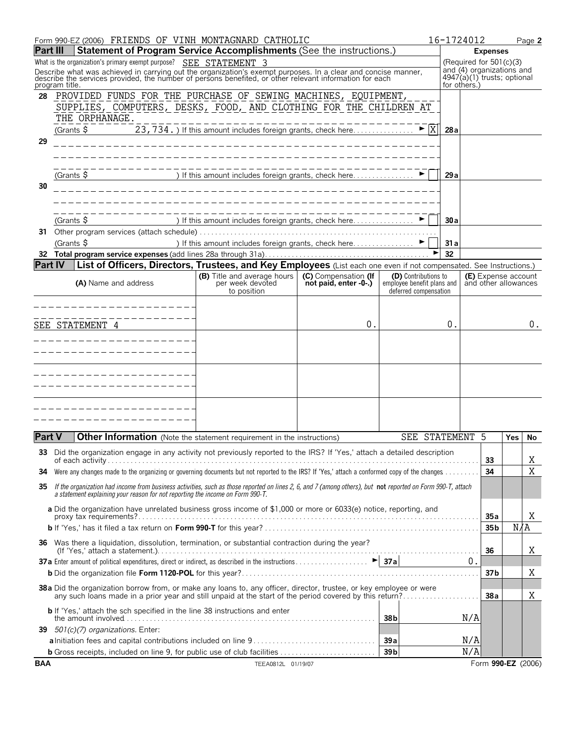Form 990-EZ (2006) FRIENDS OF VINH MONTAGNARD CATHOLIC 16-1724012 Page 2

## Part III Statement of Program Service Accomplishments (See the instructions.)

What is the organization's primary exempt purpose? SEE STATEMENT 3

Describe what was achieved in carrying out the organization's exempt purposes. In a clear and concise manner, describe the services provided, the number of persons benefited, or other relevant information for each program title.

**Expenses** (Required for 501(c)(3) and (4) organizations and 4947(a)(1) trusts; optional for others.)

**28** PROVIDED FUNDS FOR THE PURCHASE OF SEWING MACHINES, EQUIPMENT, SUPPLIES, COMPUTERS, DESKS, FOOD, AND CLOTHING FOR THE CHILDREN AT THE ORPHANAGE.
(Grants $ 23,734.) If this amount includes foreign grants, check here ► [X] **28a**

**29**
(Grants $ ) If this amount includes foreign grants, check here ► [ ] **29a**

**30**
(Grants $ ) If this amount includes foreign grants, check here ► [ ] **30a**

**31** Other program services (attach schedule)
(Grants $ ) If this amount includes foreign grants, check here ► [ ] **31a**

**32 Total program service expenses** (add lines 28a through 31a) ► **32**

## Part IV List of Officers, Directors, Trustees, and Key Employees (List each one even if not compensated. See Instructions.)

| (A) Name and address | (B) Title and average hours per week devoted to position | (C) Compensation (If not paid, enter -0-.) | (D) Contributions to employee benefit plans and deferred compensation | (E) Expense account and other allowances |
|---|---|---|---|---|
| SEE STATEMENT 4 | | 0. | 0. | 0. |
| | | | | |
| | | | | |
| | | | | |

## Part V Other Information (Note the statement requirement in the instructions) SEE STATEMENT 5

| | | | Yes | No |
|---|---|---|---|---|
| **33** | Did the organization engage in any activity not previously reported to the IRS? If 'Yes,' attach a detailed description of each activity | 33 | | X |
| **34** | Were any changes made to the organizing or governing documents but not reported to the IRS? If 'Yes,' attach a conformed copy of the changes | 34 | | X |
| **35** | *If the organization had income from business activities, such as those reported on lines 2, 6, and 7 (among others), but* **not** *reported on Form 990-T, attach a statement explaining your reason for not reporting the income on Form 990-T.* | | | |
| | **a** Did the organization have unrelated business gross income of $1,000 or more or 6033(e) notice, reporting, and proxy tax requirements? | 35a | | X |
| | **b** If 'Yes,' has it filed a tax return on **Form 990-T** for this year? | 35b | N/A | |
| **36** | Was there a liquidation, dissolution, termination, or substantial contraction during the year? (If 'Yes,' attach a statement.) | 36 | | X |
| **37a** | Enter amount of political expenditures, direct or indirect, as described in the instructions ► 37a 0. | | | |
| | **b** Did the organization file **Form 1120-POL** for this year? | 37b | | X |
| **38a** | Did the organization borrow from, or make any loans to, any officer, director, trustee, or key employee or were any such loans made in a prior year and still unpaid at the start of the period covered by this return? | 38a | | X |
| | **b** If 'Yes,' attach the sch specified in the line 38 instructions and enter the amount involved 38b N/A | | | |
| **39** | *501(c)(7) organizations.* Enter: | | | |
| | **a** Initiation fees and capital contributions included on line 9 39a N/A | | | |
| | **b** Gross receipts, included on line 9, for public use of club facilities 39b N/A | | | |

BAA TEEA0812L 01/19/07 Form **990-EZ** (2006)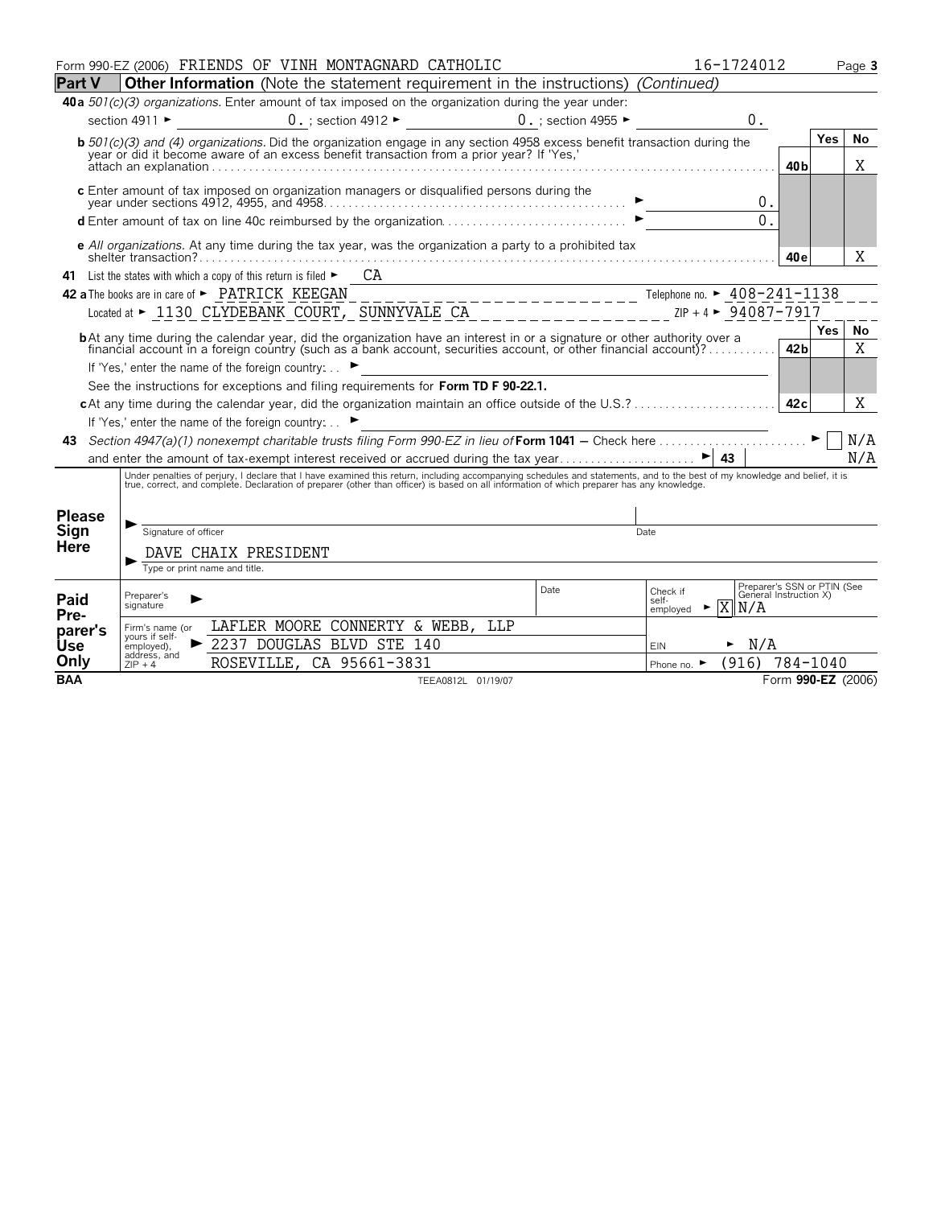Form 990-EZ (2006) FRIENDS OF VINH MONTAGNARD CATHOLIC 16-1724012 Page **3**

**Part V** **Other Information** (Note the statement requirement in the instructions) *(Continued)*

**40a** *501(c)(3) organizations.* Enter amount of tax imposed on the organization during the year under:

section 4911 ► 0. ; section 4912 ► 0. ; section 4955 ► 0.

| | | Yes | No |
|---|---|---|---|
| **b** *501(c)(3) and (4) organizations.* Did the organization engage in any section 4958 excess benefit transaction during the year or did it become aware of an excess benefit transaction from a prior year? If 'Yes,' attach an explanation | **40b** | | X |

**c** Enter amount of tax imposed on organization managers or disqualified persons during the year under sections 4912, 4955, and 4958 ► 0.

**d** Enter amount of tax on line 40c reimbursed by the organization ► 0.

| | | Yes | No |
|---|---|---|---|
| **e** *All organizations.* At any time during the tax year, was the organization a party to a prohibited tax shelter transaction? | **40e** | | X |

**41** List the states with which a copy of this return is filed ► CA

**42 a** The books are in care of ► PATRICK KEEGAN Telephone no. ► 408-241-1138

Located at ► 1130 CLYDEBANK COURT, SUNNYVALE CA ZIP + 4 ► 94087-7917

| | | Yes | No |
|---|---|---|---|
| **b** At any time during the calendar year, did the organization have an interest in or a signature or other authority over a financial account in a foreign country (such as a bank account, securities account, or other financial account)? | **42b** | | X |
| If 'Yes,' enter the name of the foreign country: ► | | | |
| See the instructions for exceptions and filing requirements for **Form TD F 90-22.1.** | | | |
| **c** At any time during the calendar year, did the organization maintain an office outside of the U.S.? | **42c** | | X |
| If 'Yes,' enter the name of the foreign country: ► | | | |

**43** *Section 4947(a)(1) nonexempt charitable trusts filing Form 990-EZ in lieu of* **Form 1041** – Check here ► ☐ N/A

and enter the amount of tax-exempt interest received or accrued during the tax year ► **43** N/A

**Please Sign Here**

Under penalties of perjury, I declare that I have examined this return, including accompanying schedules and statements, and to the best of my knowledge and belief, it is true, correct, and complete. Declaration of preparer (other than officer) is based on all information of which preparer has any knowledge.

► Signature of officer — Date

► DAVE CHAIX PRESIDENT
Type or print name and title.

**Paid Preparer's Use Only**

| Preparer's signature ► | Date | Check if self-employed ► [X] | Preparer's SSN or PTIN (See General Instruction X) N/A |
|---|---|---|---|
| Firm's name (or yours if self-employed), address, and ZIP + 4 ► LAFLER MOORE CONNERTY & WEBB, LLP, 2237 DOUGLAS BLVD STE 140, ROSEVILLE, CA 95661-3831 | | EIN ► N/A | Phone no. ► (916) 784-1040 |

BAA TEEA0812L 01/19/07 Form **990-EZ** (2006)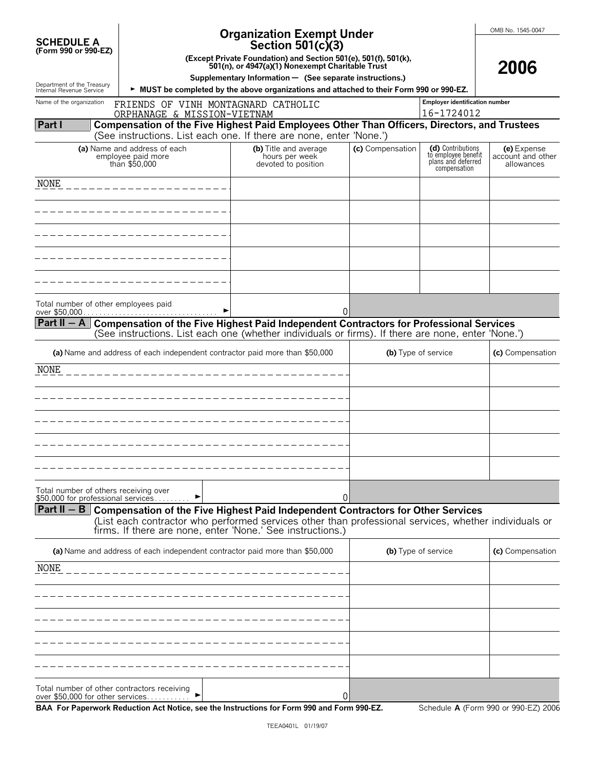**SCHEDULE A**
**(Form 990 or 990-EZ)**

Department of the Treasury
Internal Revenue Service

# Organization Exempt Under Section 501(c)(3)

**(Except Private Foundation) and Section 501(e), 501(f), 501(k), 501(n), or 4947(a)(1) Nonexempt Charitable Trust**

**Supplementary Information — (See separate instructions.)**

► **MUST be completed by the above organizations and attached to their Form 990 or 990-EZ.**

OMB No. 1545-0047

**2006**

Name of the organization: FRIENDS OF VINH MONTAGNARD CATHOLIC ORPHANAGE & MISSION-VIETNAM

Employer identification number: 16-1724012

## Part I — Compensation of the Five Highest Paid Employees Other Than Officers, Directors, and Trustees

(See instructions. List each one. If there are none, enter 'None.')

| (a) Name and address of each employee paid more than $50,000 | (b) Title and average hours per week devoted to position | (c) Compensation | (d) Contributions to employee benefit plans and deferred compensation | (e) Expense account and other allowances |
|---|---|---|---|---|
| NONE | | | | |
| | | | | |
| | | | | |
| | | | | |
| | | | | |
| Total number of other employees paid over $50,000 ► | 0 | | | |

## Part II — A — Compensation of the Five Highest Paid Independent Contractors for Professional Services

(See instructions. List each one (whether individuals or firms). If there are none, enter 'None.')

| (a) Name and address of each independent contractor paid more than $50,000 | (b) Type of service | (c) Compensation |
|---|---|---|
| NONE | | |
| | | |
| | | |
| | | |
| | | |
| Total number of others receiving over $50,000 for professional services ► 0 | | |

## Part II — B — Compensation of the Five Highest Paid Independent Contractors for Other Services

(List each contractor who performed services other than professional services, whether individuals or firms. If there are none, enter 'None.' See instructions.)

| (a) Name and address of each independent contractor paid more than $50,000 | (b) Type of service | (c) Compensation |
|---|---|---|
| NONE | | |
| | | |
| | | |
| | | |
| | | |
| Total number of other contractors receiving over $50,000 for other services ► 0 | | |

**BAA For Paperwork Reduction Act Notice, see the Instructions for Form 990 and Form 990-EZ.** Schedule **A** (Form 990 or 990-EZ) 2006

TEEA0401L 01/19/07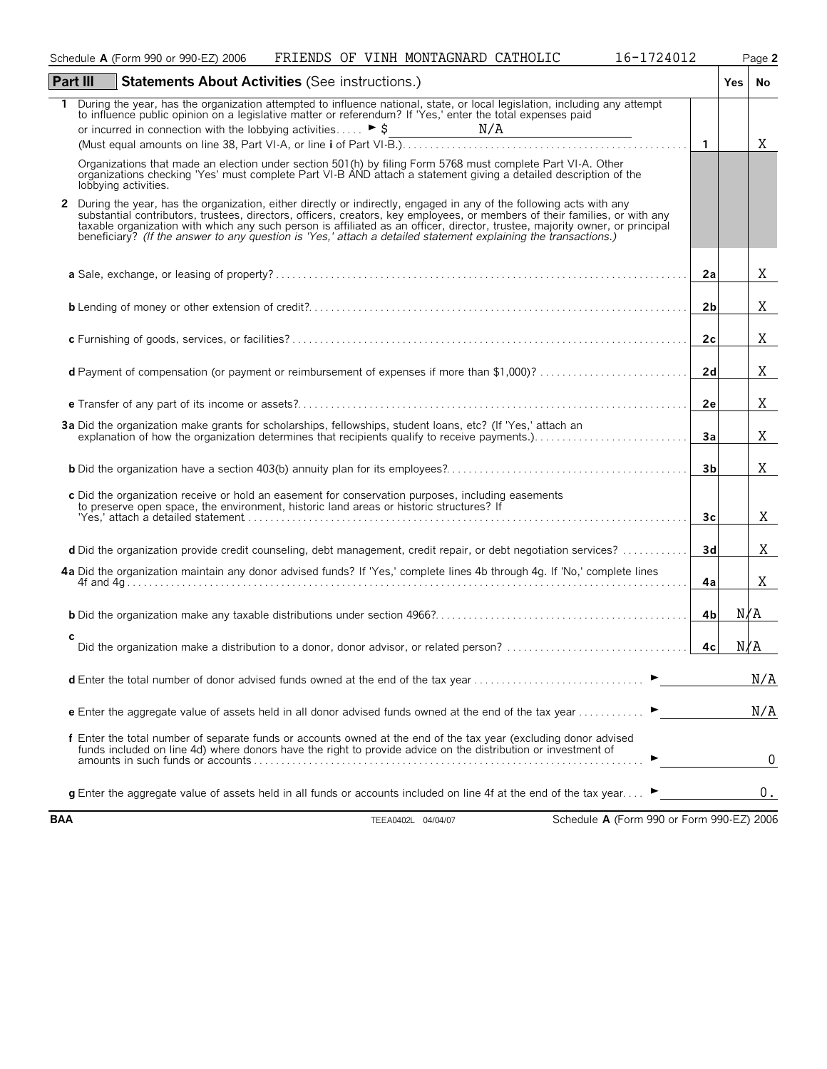Schedule **A** (Form 990 or 990-EZ) 2006 FRIENDS OF VINH MONTAGNARD CATHOLIC 16-1724012

## Part III Statements About Activities (See instructions.)

| | | Line | Yes | No |
|---|---|---|---|---|
| **1** | During the year, has the organization attempted to influence national, state, or local legislation, including any attempt to influence public opinion on a legislative matter or referendum? If 'Yes,' enter the total expenses paid or incurred in connection with the lobbying activities ► $ N/A (Must equal amounts on line 38, Part VI-A, or line **i** of Part VI-B.) | 1 | | X |
| | Organizations that made an election under section 501(h) by filing Form 5768 must complete Part VI-A. Other organizations checking 'Yes' must complete Part VI-B AND attach a statement giving a detailed description of the lobbying activities. | | | |
| **2** | During the year, has the organization, either directly or indirectly, engaged in any of the following acts with any substantial contributors, trustees, directors, officers, creators, key employees, or members of their families, or with any taxable organization with which any such person is affiliated as an officer, director, trustee, majority owner, or principal beneficiary? *(If the answer to any question is 'Yes,' attach a detailed statement explaining the transactions.)* | | | |
| | **a** Sale, exchange, or leasing of property? | 2a | | X |
| | **b** Lending of money or other extension of credit? | 2b | | X |
| | **c** Furnishing of goods, services, or facilities? | 2c | | X |
| | **d** Payment of compensation (or payment or reimbursement of expenses if more than $1,000)? | 2d | | X |
| | **e** Transfer of any part of its income or assets? | 2e | | X |
| **3a** | Did the organization make grants for scholarships, fellowships, student loans, etc? (If 'Yes,' attach an explanation of how the organization determines that recipients qualify to receive payments.) | 3a | | X |
| | **b** Did the organization have a section 403(b) annuity plan for its employees? | 3b | | X |
| | **c** Did the organization receive or hold an easement for conservation purposes, including easements to preserve open space, the environment, historic land areas or historic structures? If 'Yes,' attach a detailed statement | 3c | | X |
| | **d** Did the organization provide credit counseling, debt management, credit repair, or debt negotiation services? | 3d | | X |
| **4a** | Did the organization maintain any donor advised funds? If 'Yes,' complete lines 4b through 4g. If 'No,' complete lines 4f and 4g | 4a | | X |
| | **b** Did the organization make any taxable distributions under section 4966? | 4b | N/A | |
| | **c** Did the organization make a distribution to a donor, donor advisor, or related person? | 4c | N/A | |
| | **d** Enter the total number of donor advised funds owned at the end of the tax year ► | | | N/A |
| | **e** Enter the aggregate value of assets held in all donor advised funds owned at the end of the tax year ► | | | N/A |
| | **f** Enter the total number of separate funds or accounts owned at the end of the tax year (excluding donor advised funds included on line 4d) where donors have the right to provide advice on the distribution or investment of amounts in such funds or accounts ► | | | 0 |
| | **g** Enter the aggregate value of assets held in all funds or accounts included on line 4f at the end of the tax year ► | | | 0. |

BAA TEEA0402L 04/04/07 Schedule **A** (Form 990 or Form 990-EZ) 2006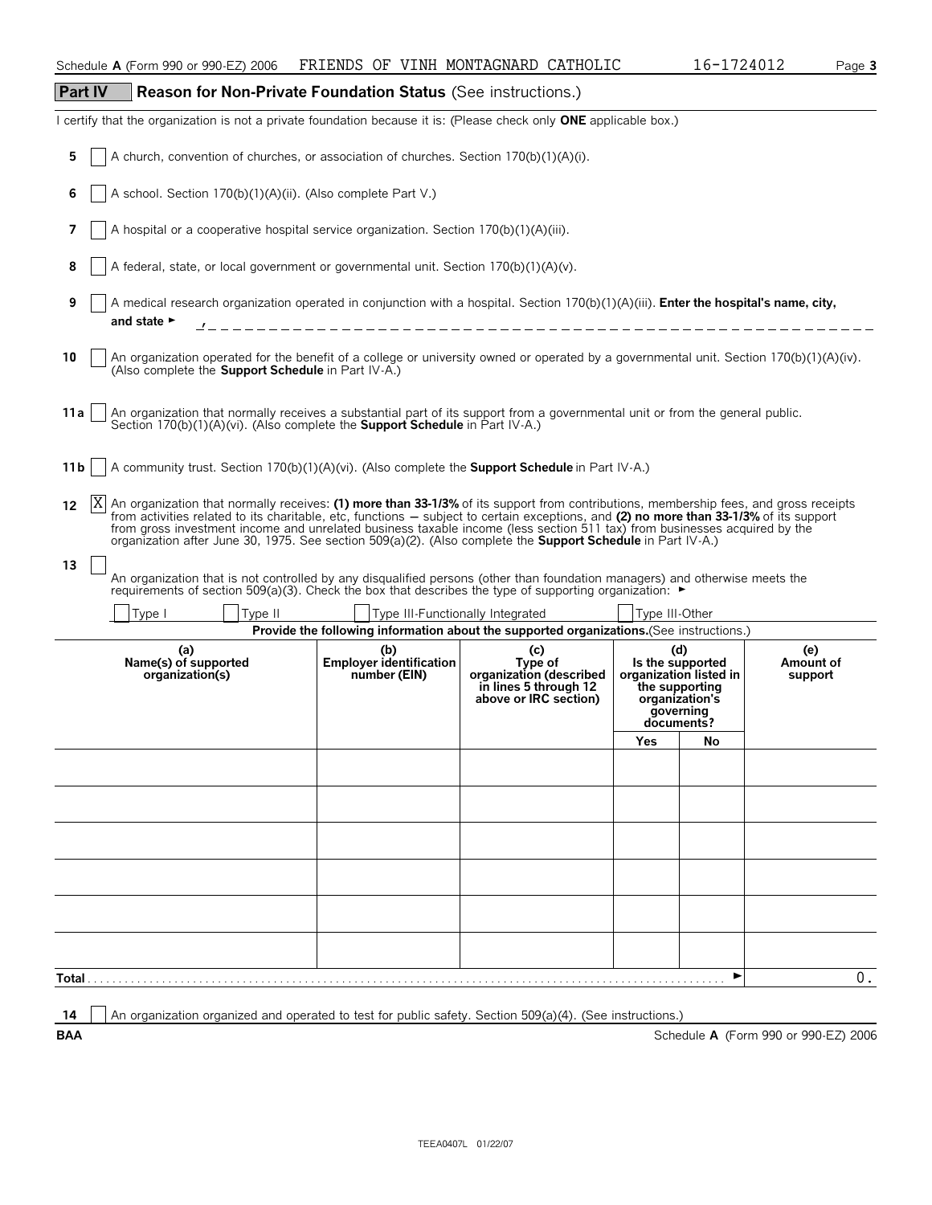Schedule **A** (Form 990 or 990-EZ) 2006 FRIENDS OF VINH MONTAGNARD CATHOLIC 16-1724012 Page **3**

## Part IV Reason for Non-Private Foundation Status (See instructions.)

I certify that the organization is not a private foundation because it is: (Please check only **ONE** applicable box.)

**5** [ ] A church, convention of churches, or association of churches. Section 170(b)(1)(A)(i).

**6** [ ] A school. Section 170(b)(1)(A)(ii). (Also complete Part V.)

**7** [ ] A hospital or a cooperative hospital service organization. Section 170(b)(1)(A)(iii).

**8** [ ] A federal, state, or local government or governmental unit. Section 170(b)(1)(A)(v).

**9** [ ] A medical research organization operated in conjunction with a hospital. Section 170(b)(1)(A)(iii). **Enter the hospital's name, city, and state** ► ,

**10** [ ] An organization operated for the benefit of a college or university owned or operated by a governmental unit. Section 170(b)(1)(A)(iv). (Also complete the **Support Schedule** in Part IV-A.)

**11a** [ ] An organization that normally receives a substantial part of its support from a governmental unit or from the general public. Section 170(b)(1)(A)(vi). (Also complete the **Support Schedule** in Part IV-A.)

**11b** [ ] A community trust. Section 170(b)(1)(A)(vi). (Also complete the **Support Schedule** in Part IV-A.)

**12** [X] An organization that normally receives: **(1) more than 33-1/3%** of its support from contributions, membership fees, and gross receipts from activities related to its charitable, etc, functions — subject to certain exceptions, and **(2) no more than 33-1/3%** of its support from gross investment income and unrelated business taxable income (less section 511 tax) from businesses acquired by the organization after June 30, 1975. See section 509(a)(2). (Also complete the **Support Schedule** in Part IV-A.)

**13** [ ] An organization that is not controlled by any disqualified persons (other than foundation managers) and otherwise meets the requirements of section 509(a)(3). Check the box that describes the type of supporting organization: ►

[ ] Type I [ ] Type II [ ] Type III-Functionally Integrated [ ] Type III-Other

**Provide the following information about the supported organizations.**(See instructions.)

| (a) Name(s) of supported organization(s) | (b) Employer identification number (EIN) | (c) Type of organization (described in lines 5 through 12 above or IRC section) | (d) Is the supported organization listed in the supporting organization's governing documents? | | (e) Amount of support |
|---|---|---|---|---|---|
| | | | Yes | No | |
| | | | | | |
| | | | | | |
| | | | | | |
| | | | | | |
| | | | | | |
| | | | | | |
| **Total** | | | | ► | 0. |

**14** [ ] An organization organized and operated to test for public safety. Section 509(a)(4). (See instructions.)

**BAA** Schedule **A** (Form 990 or 990-EZ) 2006

TEEA0407L 01/22/07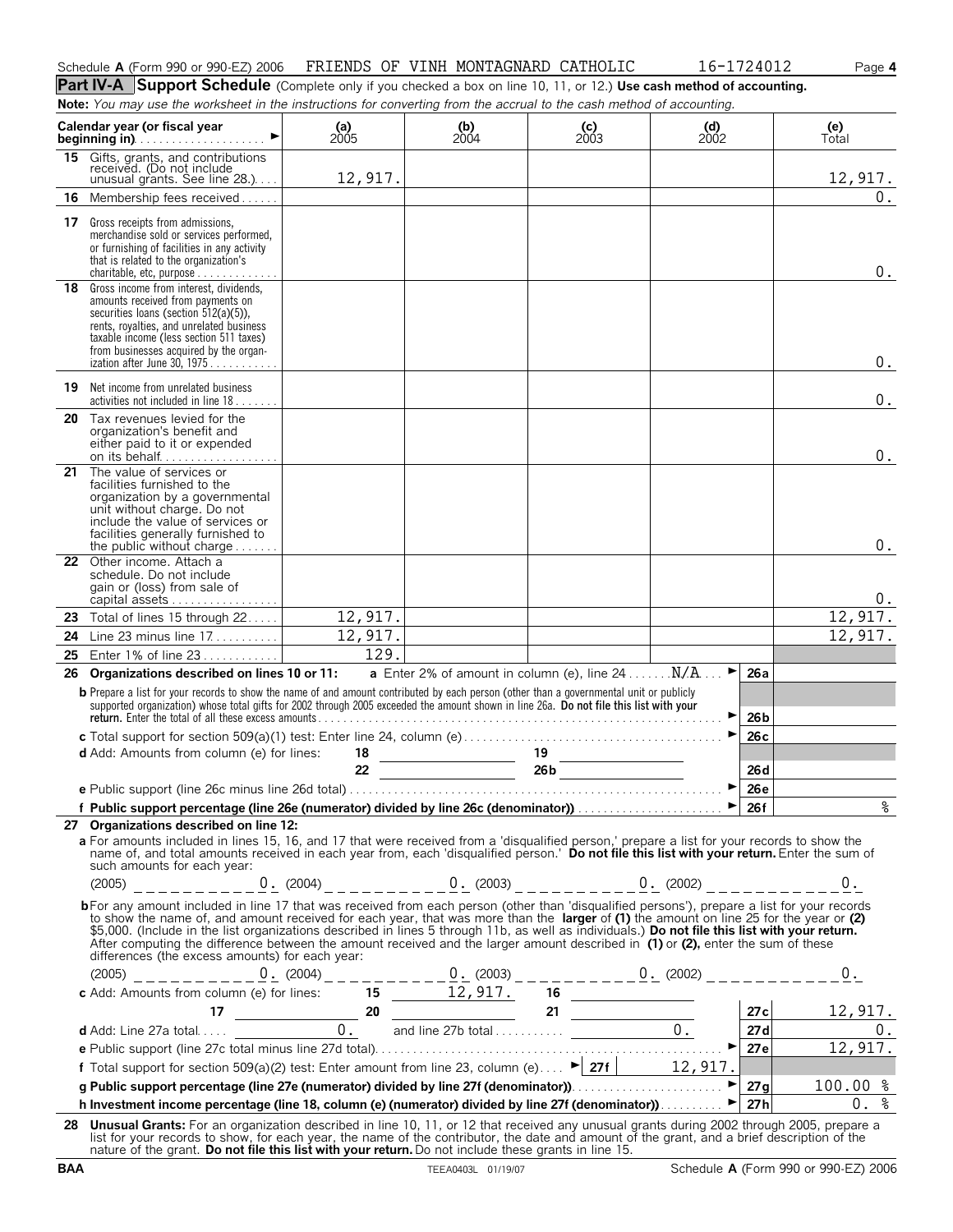Schedule **A** (Form 990 or 990-EZ) 2006 FRIENDS OF VINH MONTAGNARD CATHOLIC 16-1724012

## Part IV-A Support Schedule (Complete only if you checked a box on line 10, 11, or 12.) Use cash method of accounting.

**Note:** *You may use the worksheet in the instructions for converting from the accrual to the cash method of accounting.*

| Calendar year (or fiscal year beginning in) | (a) 2005 | (b) 2004 | (c) 2003 | (d) 2002 | (e) Total |
|---|---|---|---|---|---|
| **15** Gifts, grants, and contributions received. (Do not include unusual grants. See line 28.) | 12,917. | | | | 12,917. |
| **16** Membership fees received | | | | | 0. |
| **17** Gross receipts from admissions, merchandise sold or services performed, or furnishing of facilities in any activity that is related to the organization's charitable, etc, purpose | | | | | 0. |
| **18** Gross income from interest, dividends, amounts received from payments on securities loans (section 512(a)(5)), rents, royalties, and unrelated business taxable income (less section 511 taxes) from businesses acquired by the organization after June 30, 1975 | | | | | 0. |
| **19** Net income from unrelated business activities not included in line 18 | | | | | 0. |
| **20** Tax revenues levied for the organization's benefit and either paid to it or expended on its behalf | | | | | 0. |
| **21** The value of services or facilities furnished to the organization by a governmental unit without charge. Do not include the value of services or facilities generally furnished to the public without charge | | | | | 0. |
| **22** Other income. Attach a schedule. Do not include gain or (loss) from sale of capital assets | | | | | 0. |
| **23** Total of lines 15 through 22 | 12,917. | | | | 12,917. |
| **24** Line 23 minus line 17 | 12,917. | | | | 12,917. |
| **25** Enter 1% of line 23 | 129. | | | | |

**26 Organizations described on lines 10 or 11:** **a** Enter 2% of amount in column (e), line 24 . . . . . . . N/A ► **26a**

**b** Prepare a list for your records to show the name of and amount contributed by each person (other than a governmental unit or publicly supported organization) whose total gifts for 2002 through 2005 exceeded the amount shown in line 26a. **Do not file this list with your return.** Enter the total of all these excess amounts ► **26b**

**c** Total support for section 509(a)(1) test: Enter line 24, column (e) ► **26c**

**d** Add: Amounts from column (e) for lines: 18 ______ 19 ______ 22 ______ 26b ______ **26d**

**e** Public support (line 26c minus line 26d total) ► **26e**

**f Public support percentage (line 26e (numerator) divided by line 26c (denominator))** ► **26f** %

**27 Organizations described on line 12:**

**a** For amounts included in lines 15, 16, and 17 that were received from a 'disqualified person,' prepare a list for your records to show the name of, and total amounts received in each year from, each 'disqualified person.' **Do not file this list with your return.** Enter the sum of such amounts for each year:

(2005) 0. (2004) 0. (2003) 0. (2002) 0.

**b** For any amount included in line 17 that was received from each person (other than 'disqualified persons'), prepare a list for your records to show the name of, and amount received for each year, that was more than the **larger** of **(1)** the amount on line 25 for the year or **(2)** $5,000. (Include in the list organizations described in lines 5 through 11b, as well as individuals.) **Do not file this list with your return.** After computing the difference between the amount received and the larger amount described in **(1)** or **(2),** enter the sum of these differences (the excess amounts) for each year:

(2005) 0. (2004) 0. (2003) 0. (2002) 0.

**c** Add: Amounts from column (e) for lines: 15 12,917. 16 ______ 17 ______ 20 ______ 21 ______ **27c** 12,917.

**d** Add: Line 27a total 0. and line 27b total 0. **27d** 0.

**e** Public support (line 27c total minus line 27d total) ► **27e** 12,917.

**f** Total support for section 509(a)(2) test: Enter amount from line 23, column (e) ► **27f** 12,917.

**g Public support percentage (line 27e (numerator) divided by line 27f (denominator))** ► **27g** 100.00 %

**h Investment income percentage (line 18, column (e) (numerator) divided by line 27f (denominator))** ► **27h** 0. %

**28 Unusual Grants:** For an organization described in line 10, 11, or 12 that received any unusual grants during 2002 through 2005, prepare a list for your records to show, for each year, the name of the contributor, the date and amount of the grant, and a brief description of the nature of the grant. **Do not file this list with your return.** Do not include these grants in line 15.

BAA TEEA0403L 01/19/07 Schedule **A** (Form 990 or 990-EZ) 2006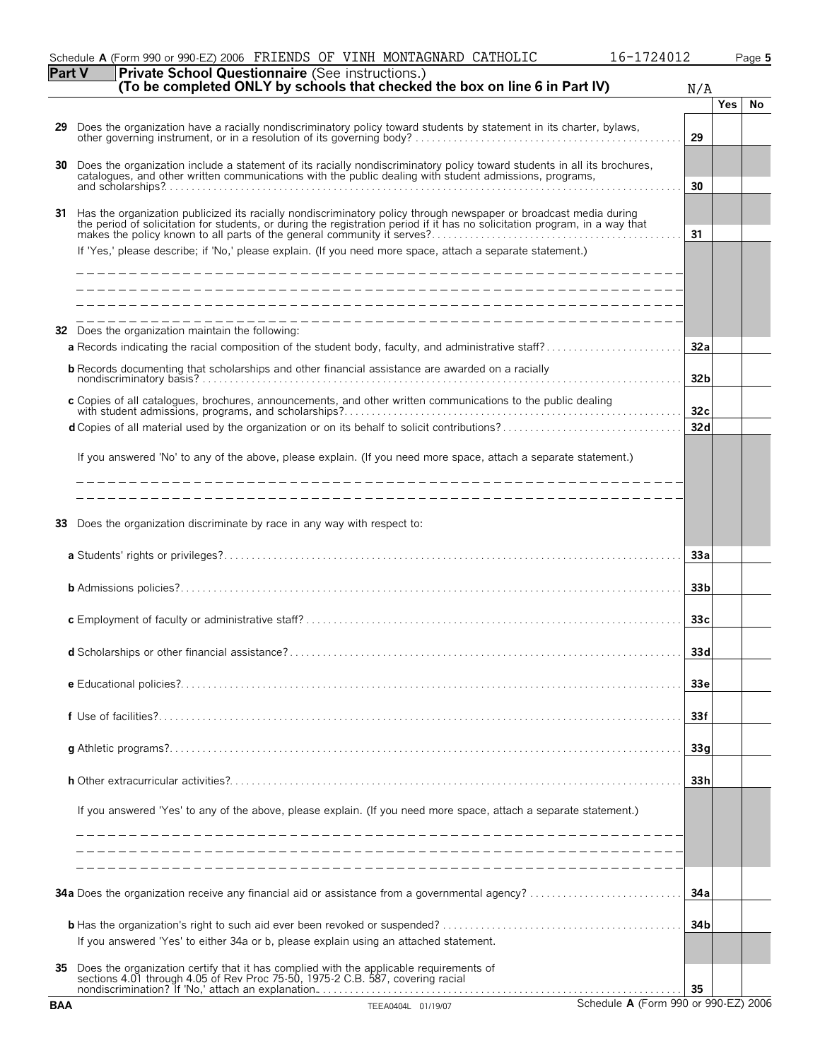Schedule **A** (Form 990 or 990-EZ) 2006 FRIENDS OF VINH MONTAGNARD CATHOLIC 16-1724012

## Part V Private School Questionnaire (See instructions.)

**(To be completed ONLY by schools that checked the box on line 6 in Part IV)** N/A

| | | | Yes | No |
|---|---|---|---|---|
| **29** | Does the organization have a racially nondiscriminatory policy toward students by statement in its charter, bylaws, other governing instrument, or in a resolution of its governing body? | **29** | | |
| **30** | Does the organization include a statement of its racially nondiscriminatory policy toward students in all its brochures, catalogues, and other written communications with the public dealing with student admissions, programs, and scholarships? | **30** | | |
| **31** | Has the organization publicized its racially nondiscriminatory policy through newspaper or broadcast media during the period of solicitation for students, or during the registration period if it has no solicitation program, in a way that makes the policy known to all parts of the general community it serves? | **31** | | |

If 'Yes,' please describe; if 'No,' please explain. (If you need more space, attach a separate statement.)

| | | | Yes | No |
|---|---|---|---|---|
| **32** | Does the organization maintain the following: | | | |
| | **a** Records indicating the racial composition of the student body, faculty, and administrative staff? | **32a** | | |
| | **b** Records documenting that scholarships and other financial assistance are awarded on a racially nondiscriminatory basis? | **32b** | | |
| | **c** Copies of all catalogues, brochures, announcements, and other written communications to the public dealing with student admissions, programs, and scholarships? | **32c** | | |
| | **d** Copies of all material used by the organization or on its behalf to solicit contributions? | **32d** | | |

If you answered 'No' to any of the above, please explain. (If you need more space, attach a separate statement.)

| | | | Yes | No |
|---|---|---|---|---|
| **33** | Does the organization discriminate by race in any way with respect to: | | | |
| | **a** Students' rights or privileges? | **33a** | | |
| | **b** Admissions policies? | **33b** | | |
| | **c** Employment of faculty or administrative staff? | **33c** | | |
| | **d** Scholarships or other financial assistance? | **33d** | | |
| | **e** Educational policies? | **33e** | | |
| | **f** Use of facilities? | **33f** | | |
| | **g** Athletic programs? | **33g** | | |
| | **h** Other extracurricular activities? | **33h** | | |

If you answered 'Yes' to any of the above, please explain. (If you need more space, attach a separate statement.)

| | | | Yes | No |
|---|---|---|---|---|
| **34a** | Does the organization receive any financial aid or assistance from a governmental agency? | **34a** | | |
| **b** | Has the organization's right to such aid ever been revoked or suspended? | **34b** | | |
| | If you answered 'Yes' to either 34a or b, please explain using an attached statement. | | | |
| **35** | Does the organization certify that it has complied with the applicable requirements of sections 4.01 through 4.05 of Rev Proc 75-50, 1975-2 C.B. 587, covering racial nondiscrimination? If 'No,' attach an explanation. | **35** | | |

BAA TEEA0404L 01/19/07 Schedule **A** (Form 990 or 990-EZ) 2006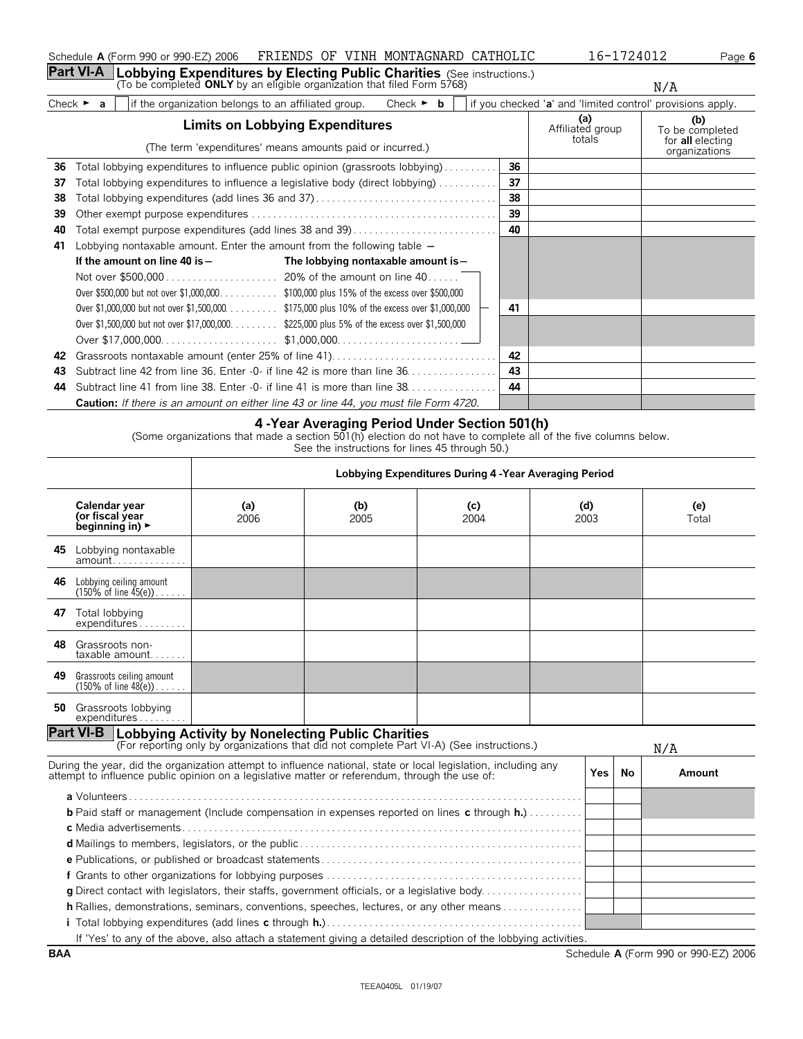Schedule **A** (Form 990 or 990-EZ) 2006 FRIENDS OF VINH MONTAGNARD CATHOLIC 16-1724012

## Part VI-A Lobbying Expenditures by Electing Public Charities (See instructions.)

(To be completed **ONLY** by an eligible organization that filed Form 5768)

N/A

Check ► **a** [ ] if the organization belongs to an affiliated group. Check ► **b** [ ] if you checked '**a**' and 'limited control' provisions apply.

| | **Limits on Lobbying Expenditures**<br>(The term 'expenditures' means amounts paid or incurred.) | | (a) Affiliated group totals | (b) To be completed for **all** electing organizations |
|---|---|---|---|---|
| **36** | Total lobbying expenditures to influence public opinion (grassroots lobbying) | 36 | | |
| **37** | Total lobbying expenditures to influence a legislative body (direct lobbying) | 37 | | |
| **38** | Total lobbying expenditures (add lines 36 and 37) | 38 | | |
| **39** | Other exempt purpose expenditures | 39 | | |
| **40** | Total exempt purpose expenditures (add lines 38 and 39) | 40 | | |
| **41** | Lobbying nontaxable amount. Enter the amount from the following table — | 41 | | |
| **42** | Grassroots nontaxable amount (enter 25% of line 41) | 42 | | |
| **43** | Subtract line 42 from line 36. Enter -0- if line 42 is more than line 36 | 43 | | |
| **44** | Subtract line 41 from line 38. Enter -0- if line 41 is more than line 38 | 44 | | |

Line 41 table:

| **If the amount on line 40 is —** | **The lobbying nontaxable amount is —** |
|---|---|
| Not over $500,000 | 20% of the amount on line 40 |
| Over $500,000 but not over $1,000,000 | $100,000 plus 15% of the excess over $500,000 |
| Over $1,000,000 but not over $1,500,000 | $175,000 plus 10% of the excess over $1,000,000 |
| Over $1,500,000 but not over $17,000,000 | $225,000 plus 5% of the excess over $1,500,000 |
| Over $17,000,000 | $1,000,000 |

**Caution:** *If there is an amount on either line 43 or line 44, you must file Form 4720.*

### 4 -Year Averaging Period Under Section 501(h)

(Some organizations that made a section 501(h) election do not have to complete all of the five columns below. See the instructions for lines 45 through 50.)

| | Lobbying Expenditures During 4 -Year Averaging Period | | | | |
|---|---|---|---|---|---|
| **Calendar year (or fiscal year beginning in) ►** | **(a)** 2006 | **(b)** 2005 | **(c)** 2004 | **(d)** 2003 | **(e)** Total |
| **45** Lobbying nontaxable amount | | | | | |
| **46** Lobbying ceiling amount (150% of line 45(e)) | | | | | |
| **47** Total lobbying expenditures | | | | | |
| **48** Grassroots non-taxable amount | | | | | |
| **49** Grassroots ceiling amount (150% of line 48(e)) | | | | | |
| **50** Grassroots lobbying expenditures | | | | | |

## Part VI-B Lobbying Activity by Nonelecting Public Charities

(For reporting only by organizations that did not complete Part VI-A) (See instructions.)

N/A

| During the year, did the organization attempt to influence national, state or local legislation, including any attempt to influence public opinion on a legislative matter or referendum, through the use of: | Yes | No | Amount |
|---|---|---|---|
| **a** Volunteers | | | |
| **b** Paid staff or management (Include compensation in expenses reported on lines **c** through **h.**) | | | |
| **c** Media advertisements | | | |
| **d** Mailings to members, legislators, or the public | | | |
| **e** Publications, or published or broadcast statements | | | |
| **f** Grants to other organizations for lobbying purposes | | | |
| **g** Direct contact with legislators, their staffs, government officials, or a legislative body | | | |
| **h** Rallies, demonstrations, seminars, conventions, speeches, lectures, or any other means | | | |
| **i** Total lobbying expenditures (add lines **c** through **h.**) | | | |

If 'Yes' to any of the above, also attach a statement giving a detailed description of the lobbying activities.

BAA Schedule **A** (Form 990 or 990-EZ) 2006

TEEA0405L 01/19/07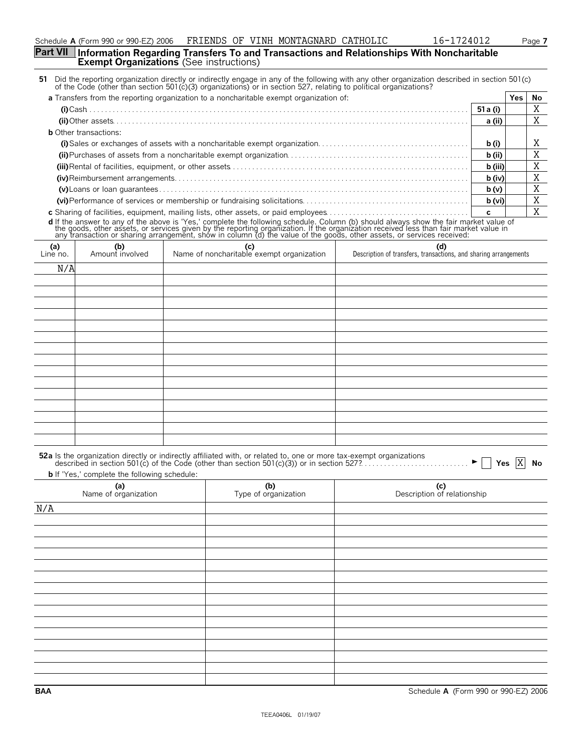Schedule **A** (Form 990 or 990-EZ) 2006 FRIENDS OF VINH MONTAGNARD CATHOLIC 16-1724012

## Part VII Information Regarding Transfers To and Transactions and Relationships With Noncharitable Exempt Organizations (See instructions)

**51** Did the reporting organization directly or indirectly engage in any of the following with any other organization described in section 501(c) of the Code (other than section 501(c)(3) organizations) or in section 527, relating to political organizations?

| | | Yes | No |
|---|---|---|---|
| **a** Transfers from the reporting organization to a noncharitable exempt organization of: | | | |
| **(i)** Cash | **51 a (i)** | | X |
| **(ii)** Other assets | **a (ii)** | | X |
| **b** Other transactions: | | | |
| **(i)** Sales or exchanges of assets with a noncharitable exempt organization | **b (i)** | | X |
| **(ii)** Purchases of assets from a noncharitable exempt organization | **b (ii)** | | X |
| **(iii)** Rental of facilities, equipment, or other assets | **b (iii)** | | X |
| **(iv)** Reimbursement arrangements | **b (iv)** | | X |
| **(v)** Loans or loan guarantees | **b (v)** | | X |
| **(vi)** Performance of services or membership or fundraising solicitations | **b (vi)** | | X |
| **c** Sharing of facilities, equipment, mailing lists, other assets, or paid employees | **c** | | X |

**d** If the answer to any of the above is 'Yes,' complete the following schedule. Column (b) should always show the fair market value of the goods, other assets, or services given by the reporting organization. If the organization received less than fair market value in any transaction or sharing arrangement, show in column (d) the value of the goods, other assets, or services received:

| (a) Line no. | (b) Amount involved | (c) Name of noncharitable exempt organization | (d) Description of transfers, transactions, and sharing arrangements |
|---|---|---|---|
| N/A | | | |

**52a** Is the organization directly or indirectly affiliated with, or related to, one or more tax-exempt organizations described in section 501(c) of the Code (other than section 501(c)(3)) or in section 527? ► [ ] Yes [X] No

**b** If 'Yes,' complete the following schedule:

| (a) Name of organization | (b) Type of organization | (c) Description of relationship |
|---|---|---|
| N/A | | |

BAA Schedule **A** (Form 990 or 990-EZ) 2006

TEEA0406L 01/19/07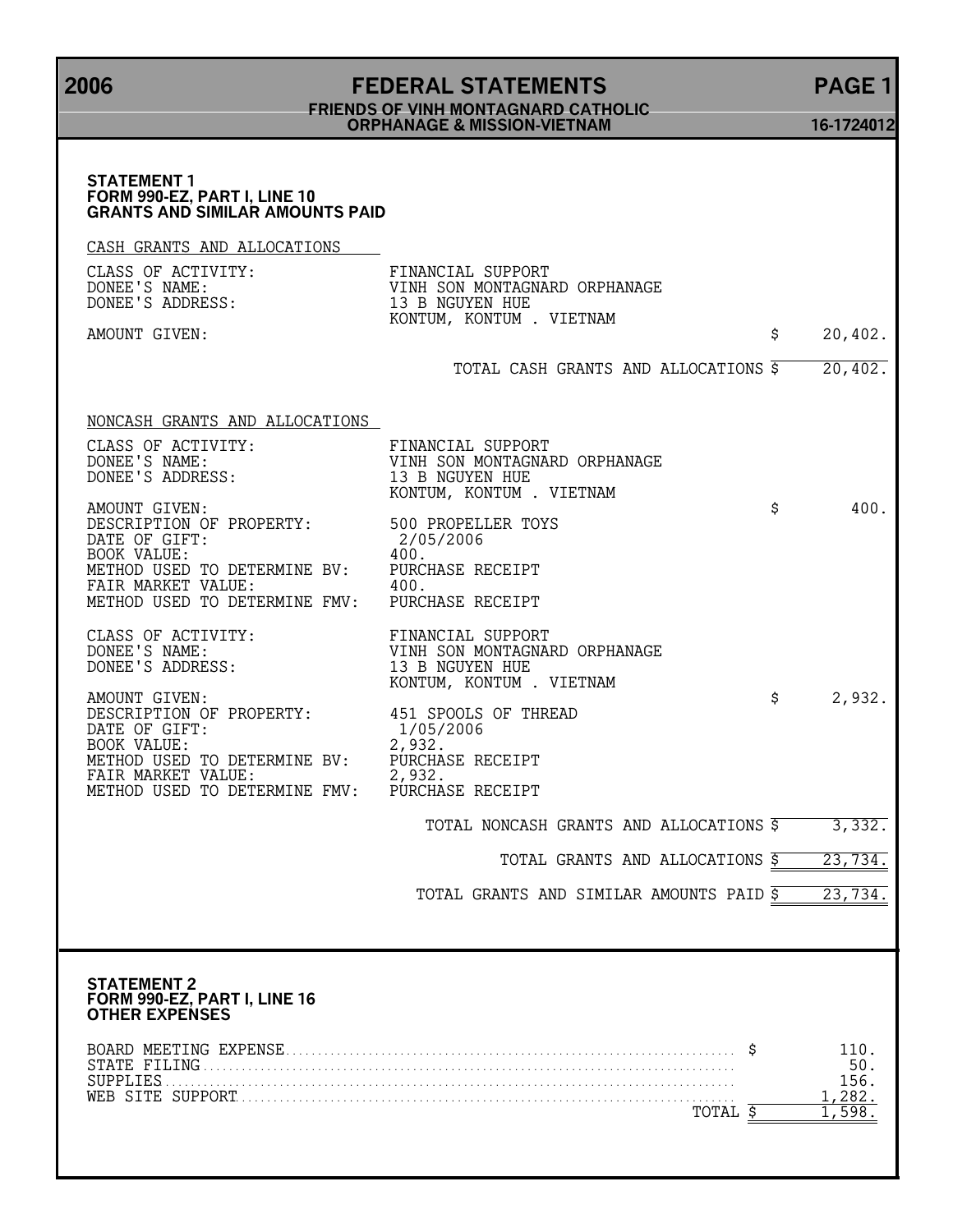# 2006 FEDERAL STATEMENTS

**FRIENDS OF VINH MONTAGNARD CATHOLIC ORPHANAGE & MISSION-VIETNAM** — 16-1724012

## STATEMENT 1
### FORM 990-EZ, PART I, LINE 10
### GRANTS AND SIMILAR AMOUNTS PAID

**CASH GRANTS AND ALLOCATIONS**

| | | |
|---|---|---|
| CLASS OF ACTIVITY: | FINANCIAL SUPPORT | |
| DONEE'S NAME: | VINH SON MONTAGNARD ORPHANAGE | |
| DONEE'S ADDRESS: | 13 B NGUYEN HUE<br>KONTUM, KONTUM . VIETNAM | |
| AMOUNT GIVEN: | | $ 20,402. |
| | TOTAL CASH GRANTS AND ALLOCATIONS | $ 20,402. |

**NONCASH GRANTS AND ALLOCATIONS**

| | | |
|---|---|---|
| CLASS OF ACTIVITY: | FINANCIAL SUPPORT | |
| DONEE'S NAME: | VINH SON MONTAGNARD ORPHANAGE | |
| DONEE'S ADDRESS: | 13 B NGUYEN HUE<br>KONTUM, KONTUM . VIETNAM | |
| AMOUNT GIVEN: | | $ 400. |
| DESCRIPTION OF PROPERTY: | 500 PROPELLER TOYS | |
| DATE OF GIFT: | 2/05/2006 | |
| BOOK VALUE: | 400. | |
| METHOD USED TO DETERMINE BV: | PURCHASE RECEIPT | |
| FAIR MARKET VALUE: | 400. | |
| METHOD USED TO DETERMINE FMV: | PURCHASE RECEIPT | |
| | | |
| CLASS OF ACTIVITY: | FINANCIAL SUPPORT | |
| DONEE'S NAME: | VINH SON MONTAGNARD ORPHANAGE | |
| DONEE'S ADDRESS: | 13 B NGUYEN HUE<br>KONTUM, KONTUM . VIETNAM | |
| AMOUNT GIVEN: | | $ 2,932. |
| DESCRIPTION OF PROPERTY: | 451 SPOOLS OF THREAD | |
| DATE OF GIFT: | 1/05/2006 | |
| BOOK VALUE: | 2,932. | |
| METHOD USED TO DETERMINE BV: | PURCHASE RECEIPT | |
| FAIR MARKET VALUE: | 2,932. | |
| METHOD USED TO DETERMINE FMV: | PURCHASE RECEIPT | |
| | TOTAL NONCASH GRANTS AND ALLOCATIONS | $ 3,332. |
| | TOTAL GRANTS AND ALLOCATIONS | $ 23,734. |
| | TOTAL GRANTS AND SIMILAR AMOUNTS PAID | $ 23,734. |

## STATEMENT 2
### FORM 990-EZ, PART I, LINE 16
### OTHER EXPENSES

| | |
|---|---|
| BOARD MEETING EXPENSE | $ 110. |
| STATE FILING | 50. |
| SUPPLIES | 156. |
| WEB SITE SUPPORT | 1,282. |
| TOTAL | $ 1,598. |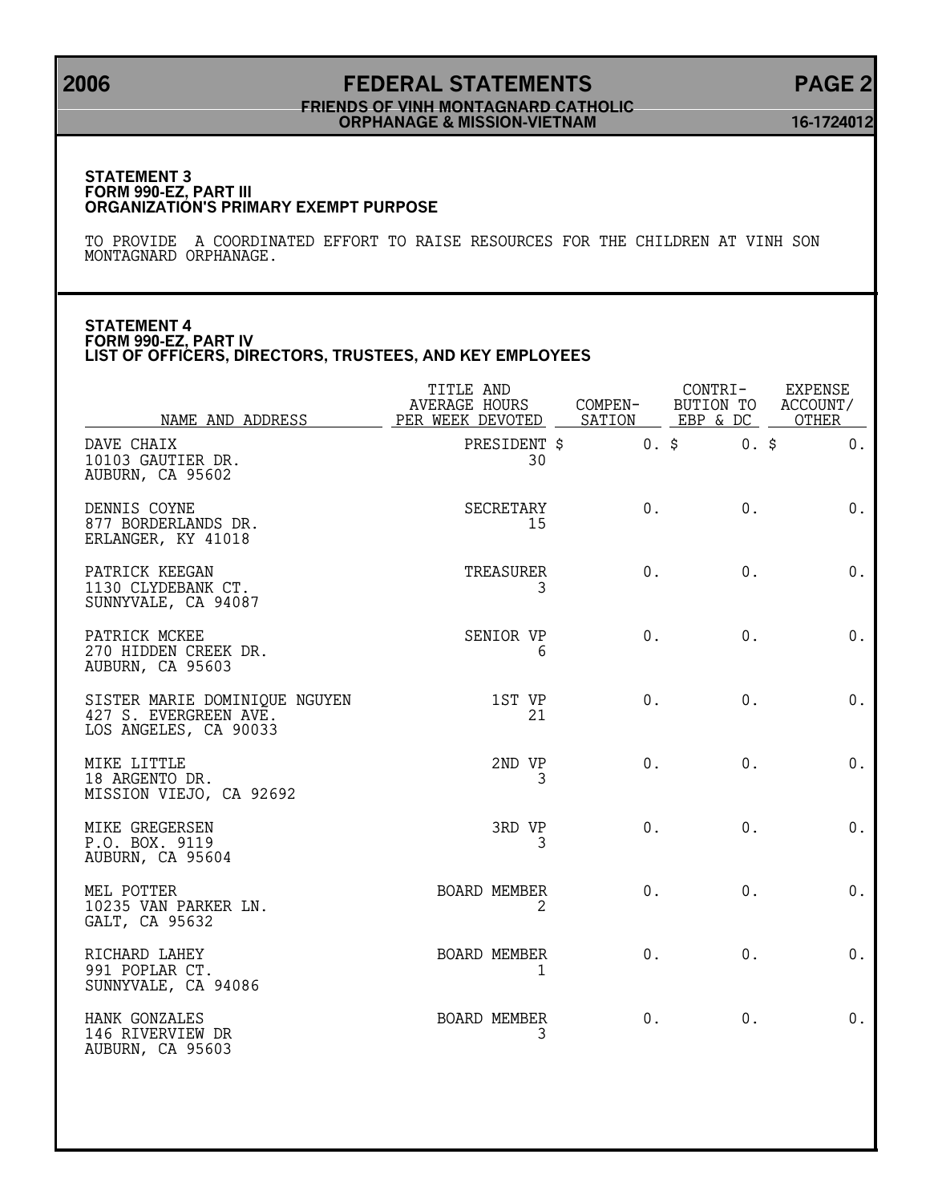# FEDERAL STATEMENTS

**FRIENDS OF VINH MONTAGNARD CATHOLIC ORPHANAGE & MISSION-VIETNAM**

2006 — 16-1724012

### STATEMENT 3
### FORM 990-EZ, PART III
### ORGANIZATION'S PRIMARY EXEMPT PURPOSE

TO PROVIDE A COORDINATED EFFORT TO RAISE RESOURCES FOR THE CHILDREN AT VINH SON MONTAGNARD ORPHANAGE.

### STATEMENT 4
### FORM 990-EZ, PART IV
### LIST OF OFFICERS, DIRECTORS, TRUSTEES, AND KEY EMPLOYEES

| NAME AND ADDRESS | TITLE AND AVERAGE HOURS PER WEEK DEVOTED | COMPEN-SATION | CONTRI-BUTION TO EBP & DC | EXPENSE ACCOUNT/ OTHER |
|---|---|---|---|---|
| DAVE CHAIX<br>10103 GAUTIER DR.<br>AUBURN, CA 95602 | PRESIDENT<br>30 | $ 0. | $ 0. | $ 0. |
| DENNIS COYNE<br>877 BORDERLANDS DR.<br>ERLANGER, KY 41018 | SECRETARY<br>15 | 0. | 0. | 0. |
| PATRICK KEEGAN<br>1130 CLYDEBANK CT.<br>SUNNYVALE, CA 94087 | TREASURER<br>3 | 0. | 0. | 0. |
| PATRICK MCKEE<br>270 HIDDEN CREEK DR.<br>AUBURN, CA 95603 | SENIOR VP<br>6 | 0. | 0. | 0. |
| SISTER MARIE DOMINIQUE NGUYEN<br>427 S. EVERGREEN AVE.<br>LOS ANGELES, CA 90033 | 1ST VP<br>21 | 0. | 0. | 0. |
| MIKE LITTLE<br>18 ARGENTO DR.<br>MISSION VIEJO, CA 92692 | 2ND VP<br>3 | 0. | 0. | 0. |
| MIKE GREGERSEN<br>P.O. BOX. 9119<br>AUBURN, CA 95604 | 3RD VP<br>3 | 0. | 0. | 0. |
| MEL POTTER<br>10235 VAN PARKER LN.<br>GALT, CA 95632 | BOARD MEMBER<br>2 | 0. | 0. | 0. |
| RICHARD LAHEY<br>991 POPLAR CT.<br>SUNNYVALE, CA 94086 | BOARD MEMBER<br>1 | 0. | 0. | 0. |
| HANK GONZALES<br>146 RIVERVIEW DR<br>AUBURN, CA 95603 | BOARD MEMBER<br>3 | 0. | 0. | 0. |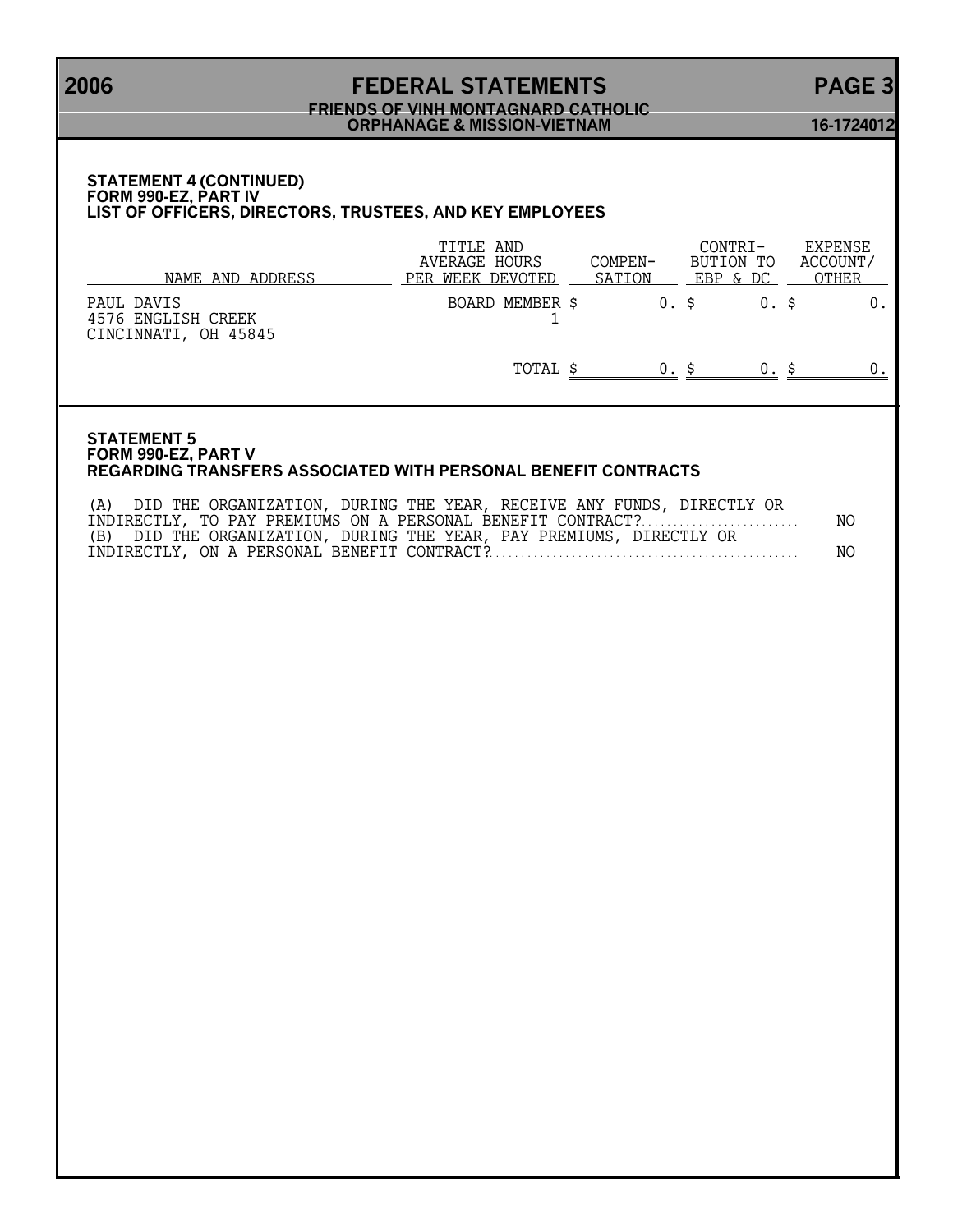### STATEMENT 4 (CONTINUED)
### FORM 990-EZ, PART IV
### LIST OF OFFICERS, DIRECTORS, TRUSTEES, AND KEY EMPLOYEES

| NAME AND ADDRESS | TITLE AND AVERAGE HOURS PER WEEK DEVOTED | COMPEN-SATION | CONTRI-BUTION TO EBP & DC | EXPENSE ACCOUNT/ OTHER |
|---|---|---|---|---|
| PAUL DAVIS<br>4576 ENGLISH CREEK<br>CINCINNATI, OH 45845 | BOARD MEMBER<br>1 | $ 0. | $ 0. | $ 0. |
| | TOTAL | $ 0. | $ 0. | $ 0. |

### STATEMENT 5
### FORM 990-EZ, PART V
### REGARDING TRANSFERS ASSOCIATED WITH PERSONAL BENEFIT CONTRACTS

(A) DID THE ORGANIZATION, DURING THE YEAR, RECEIVE ANY FUNDS, DIRECTLY OR INDIRECTLY, TO PAY PREMIUMS ON A PERSONAL BENEFIT CONTRACT? ........................ NO

(B) DID THE ORGANIZATION, DURING THE YEAR, PAY PREMIUMS, DIRECTLY OR INDIRECTLY, ON A PERSONAL BENEFIT CONTRACT? ................................................ NO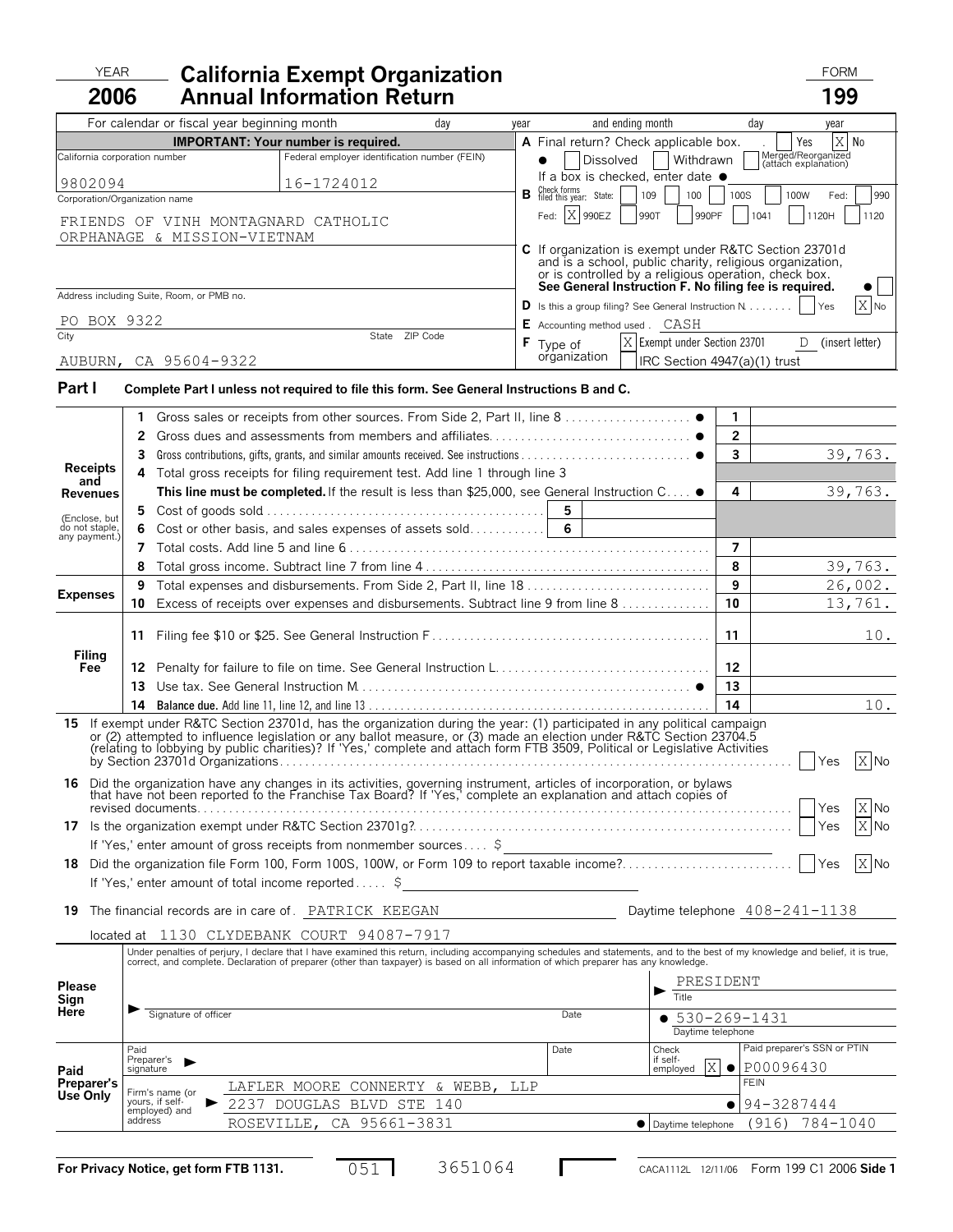YEAR **2006**

# California Exempt Organization Annual Information Return

FORM **199**

For calendar or fiscal year beginning month day year and ending month day year

**IMPORTANT: Your number is required.**

| California corporation number | Federal employer identification number (FEIN) |
|---|---|
| 9802094 | 16-1724012 |

Corporation/Organization name

FRIENDS OF VINH MONTAGNARD CATHOLIC ORPHANAGE & MISSION-VIETNAM

Address including Suite, Room, or PMB no.

PO BOX 9322

City State ZIP Code

AUBURN, CA 95604-9322

**A** Final return? Check applicable box. Yes [ ] No [X]
● Dissolved [ ] Withdrawn [ ] Merged/Reorganized (attach explanation) [ ]
If a box is checked, enter date ●

**B** Check forms filed this year: State: [ ] 109 [ ] 100 [ ] 100S [ ] 100W Fed: [ ] 990
Fed: [X] 990EZ [ ] 990T [ ] 990PF [ ] 1041 [ ] 1120H [ ] 1120

**C** If organization is exempt under R&TC Section 23701d and is a school, public charity, religious organization, or is controlled by a religious operation, check box. **See General Instruction F. No filing fee is required.** ● [ ]

**D** Is this a group filing? See General Instruction N. Yes [ ] No [X]

**E** Accounting method used. CASH

**F** Type of organization [X] Exempt under Section 23701 D (insert letter) [ ] IRC Section 4947(a)(1) trust

## Part I Complete Part I unless not required to file this form. See General Instructions B and C.

| Section | Line | Description | Line No. | Amount |
|---|---|---|---|---|
| Receipts and Revenues | 1 | Gross sales or receipts from other sources. From Side 2, Part II, line 8 ● | 1 | |
| | 2 | Gross dues and assessments from members and affiliates ● | 2 | |
| | 3 | Gross contributions, gifts, grants, and similar amounts received. See instructions ● | 3 | 39,763. |
| | 4 | Total gross receipts for filing requirement test. Add line 1 through line 3. **This line must be completed.** If the result is less than $25,000, see General Instruction C ● | 4 | 39,763. |
| (Enclose, but do not staple, any payment.) | 5 | Cost of goods sold (5) | | |
| | 6 | Cost or other basis, and sales expenses of assets sold (6) | | |
| | 7 | Total costs. Add line 5 and line 6 | 7 | |
| | 8 | Total gross income. Subtract line 7 from line 4 | 8 | 39,763. |
| Expenses | 9 | Total expenses and disbursements. From Side 2, Part II, line 18 | 9 | 26,002. |
| | 10 | Excess of receipts over expenses and disbursements. Subtract line 9 from line 8 | 10 | 13,761. |
| Filing Fee | 11 | Filing fee $10 or $25. See General Instruction F | 11 | 10. |
| | 12 | Penalty for failure to file on time. See General Instruction L | 12 | |
| | 13 | Use tax. See General Instruction M ● | 13 | |
| | 14 | **Balance due.** Add line 11, line 12, and line 13 | 14 | 10. |

**15** If exempt under R&TC Section 23701d, has the organization during the year: (1) participated in any political campaign or (2) attempted to influence legislation or (3) made an election under R&TC Section 23704.5 (relating to lobbying by public charities)? If 'Yes,' complete and attach form FTB 3509, Political or Legislative Activities by Section 23701d Organizations. Yes [ ] No [X]

**16** Did the organization have any changes in its activities, governing instrument, articles of incorporation, or bylaws that have not been reported to the Franchise Tax Board? If 'Yes,' complete an explanation and attach copies of revised documents. Yes [ ] No [X]

**17** Is the organization exempt under R&TC Section 23701g? Yes [ ] No [X]
If 'Yes,' enter amount of gross receipts from nonmember sources $

**18** Did the organization file Form 100, Form 100S, 100W, or Form 109 to report taxable income? Yes [ ] No [X]
If 'Yes,' enter amount of total income reported $

**19** The financial records are in care of. PATRICK KEEGAN Daytime telephone 408-241-1138
located at 1130 CLYDEBANK COURT 94087-7917

**Please Sign Here**

Under penalties of perjury, I declare that I have examined this return, including accompanying schedules and statements, and to the best of my knowledge and belief, it is true, correct, and complete. Declaration of preparer (other than taxpayer) is based on all information of which preparer has any knowledge.

Signature of officer — Date — Title: PRESIDENT — Daytime telephone: ● 530-269-1431

**Paid Preparer's Use Only**

Paid Preparer's signature — Date — Check if self-employed [X] — Paid preparer's SSN or PTIN: ● P00096430

Firm's name (or yours, if self-employed) and address: LAFLER MOORE CONNERTY & WEBB, LLP, 2237 DOUGLAS BLVD STE 140, ROSEVILLE, CA 95661-3831

FEIN: ● 94-3287444

Daytime telephone: ● (916) 784-1040

For Privacy Notice, get form FTB 1131. 051 3651064 CACA1112L 12/11/06 Form 199 C1 2006 Side 1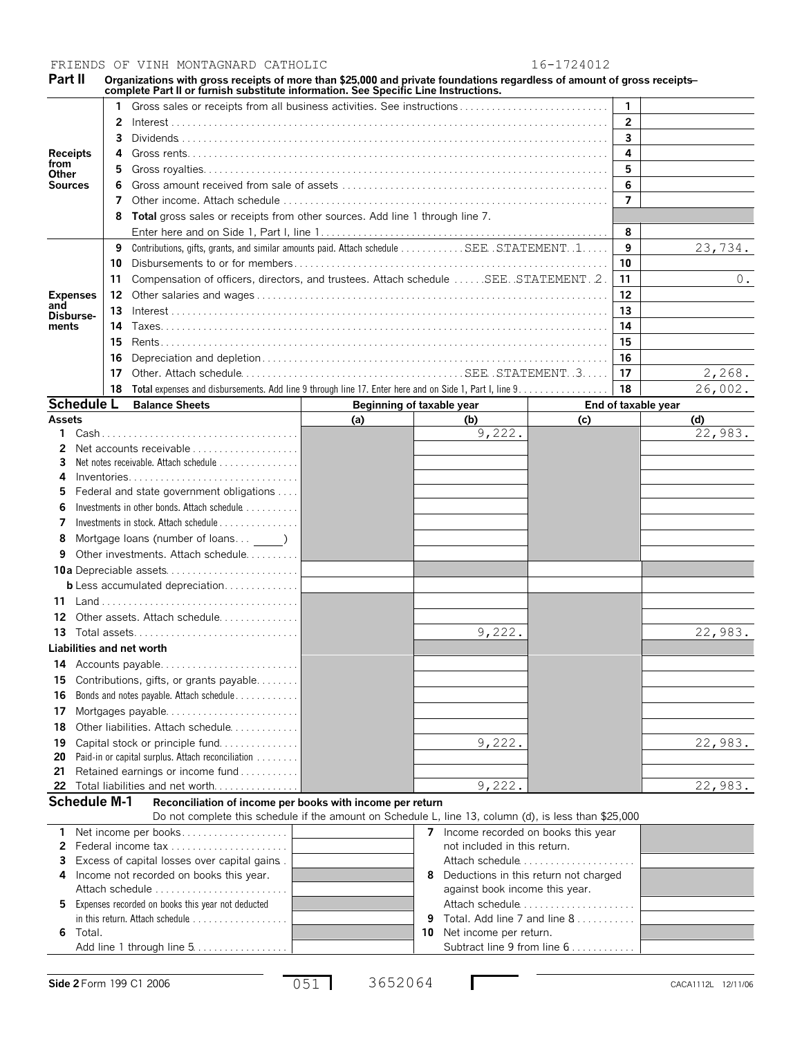FRIENDS OF VINH MONTAGNARD CATHOLIC 16-1724012

## Part II

**Organizations with gross receipts of more than $25,000 and private foundations regardless of amount of gross receipts– complete Part II or furnish substitute information. See Specific Line Instructions.**

| Section | Line | Description | Line No. | Amount |
|---|---|---|---|---|
| Receipts from Other Sources | 1 | Gross sales or receipts from all business activities. See instructions | 1 | |
| | 2 | Interest | 2 | |
| | 3 | Dividends | 3 | |
| | 4 | Gross rents | 4 | |
| | 5 | Gross royalties | 5 | |
| | 6 | Gross amount received from sale of assets | 6 | |
| | 7 | Other income. Attach schedule | 7 | |
| | 8 | **Total** gross sales or receipts from other sources. Add line 1 through line 7. Enter here and on Side 1, Part I, line 1 | 8 | |
| Expenses and Disbursements | 9 | Contributions, gifts, grants, and similar amounts paid. Attach schedule SEE STATEMENT 1 | 9 | 23,734. |
| | 10 | Disbursements to or for members | 10 | |
| | 11 | Compensation of officers, directors, and trustees. Attach schedule SEE STATEMENT 2 | 11 | 0. |
| | 12 | Other salaries and wages | 12 | |
| | 13 | Interest | 13 | |
| | 14 | Taxes | 14 | |
| | 15 | Rents | 15 | |
| | 16 | Depreciation and depletion | 16 | |
| | 17 | Other. Attach schedule SEE STATEMENT 3 | 17 | 2,268. |
| | 18 | **Total** expenses and disbursements. Add line 9 through line 17. Enter here and on Side 1, Part I, line 9 | 18 | 26,002. |

## Schedule L Balance Sheets

| Assets | Beginning of taxable year (a) | (b) | End of taxable year (c) | (d) |
|---|---|---|---|---|
| 1 Cash | | 9,222. | | 22,983. |
| 2 Net accounts receivable | | | | |
| 3 Net notes receivable. Attach schedule | | | | |
| 4 Inventories | | | | |
| 5 Federal and state government obligations | | | | |
| 6 Investments in other bonds. Attach schedule | | | | |
| 7 Investments in stock. Attach schedule | | | | |
| 8 Mortgage loans (number of loans... ____) | | | | |
| 9 Other investments. Attach schedule | | | | |
| 10a Depreciable assets | | | | |
| b Less accumulated depreciation | | | | |
| 11 Land | | | | |
| 12 Other assets. Attach schedule | | | | |
| 13 Total assets | | 9,222. | | 22,983. |
| **Liabilities and net worth** | | | | |
| 14 Accounts payable | | | | |
| 15 Contributions, gifts, or grants payable | | | | |
| 16 Bonds and notes payable. Attach schedule | | | | |
| 17 Mortgages payable | | | | |
| 18 Other liabilities. Attach schedule | | | | |
| 19 Capital stock or principle fund | | 9,222. | | 22,983. |
| 20 Paid-in or capital surplus. Attach reconciliation | | | | |
| 21 Retained earnings or income fund | | | | |
| 22 Total liabilities and net worth | | 9,222. | | 22,983. |

## Schedule M-1 Reconciliation of income per books with income per return

Do not complete this schedule if the amount on Schedule L, line 13, column (d), is less than $25,000

| | | | |
|---|---|---|---|
| 1 Net income per books | | 7 Income recorded on books this year not included in this return. Attach schedule | |
| 2 Federal income tax | | | |
| 3 Excess of capital losses over capital gains | | | |
| 4 Income not recorded on books this year. Attach schedule | | 8 Deductions in this return not charged against book income this year. Attach schedule | |
| 5 Expenses recorded on books this year not deducted in this return. Attach schedule | | 9 Total. Add line 7 and line 8 | |
| 6 Total. Add line 1 through line 5 | | 10 Net income per return. Subtract line 9 from line 6 | |

Side 2 Form 199 C1 2006 051 3652064 CACA1112L 12/11/06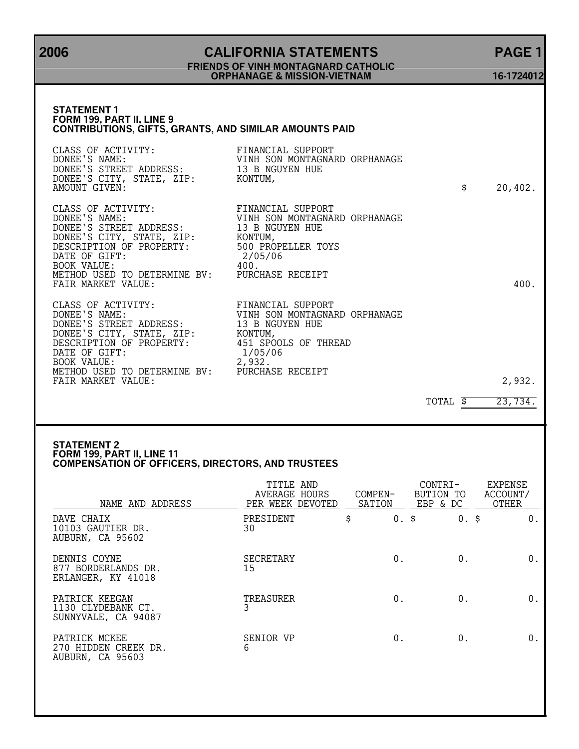# 2006 CALIFORNIA STATEMENTS PAGE 1

**FRIENDS OF VINH MONTAGNARD CATHOLIC ORPHANAGE & MISSION-VIETNAM** **16-1724012**

### STATEMENT 1
### FORM 199, PART II, LINE 9
### CONTRIBUTIONS, GIFTS, GRANTS, AND SIMILAR AMOUNTS PAID

```
CLASS OF ACTIVITY:              FINANCIAL SUPPORT
DONEE'S NAME:                   VINH SON MONTAGNARD ORPHANAGE
DONEE'S STREET ADDRESS:         13 B NGUYEN HUE
DONEE'S CITY, STATE, ZIP:       KONTUM,
AMOUNT GIVEN:                                                      $    20,402.

CLASS OF ACTIVITY:              FINANCIAL SUPPORT
DONEE'S NAME:                   VINH SON MONTAGNARD ORPHANAGE
DONEE'S STREET ADDRESS:         13 B NGUYEN HUE
DONEE'S CITY, STATE, ZIP:       KONTUM,
DESCRIPTION OF PROPERTY:        500 PROPELLER TOYS
DATE OF GIFT:                    2/05/06
BOOK VALUE:                     400.
METHOD USED TO DETERMINE BV:    PURCHASE RECEIPT
FAIR MARKET VALUE:                                                         400.

CLASS OF ACTIVITY:              FINANCIAL SUPPORT
DONEE'S NAME:                   VINH SON MONTAGNARD ORPHANAGE
DONEE'S STREET ADDRESS:         13 B NGUYEN HUE
DONEE'S CITY, STATE, ZIP:       KONTUM,
DESCRIPTION OF PROPERTY:        451 SPOOLS OF THREAD
DATE OF GIFT:                    1/05/06
BOOK VALUE:                     2,932.
METHOD USED TO DETERMINE BV:    PURCHASE RECEIPT
FAIR MARKET VALUE:                                                       2,932.

                                                             TOTAL $    23,734.
```

### STATEMENT 2
### FORM 199, PART II, LINE 11
### COMPENSATION OF OFFICERS, DIRECTORS, AND TRUSTEES

| NAME AND ADDRESS | TITLE AND AVERAGE HOURS PER WEEK DEVOTED | COMPEN-SATION | CONTRI-BUTION TO EBP & DC | EXPENSE ACCOUNT/ OTHER |
|---|---|---|---|---|
| DAVE CHAIX<br>10103 GAUTIER DR.<br>AUBURN, CA 95602 | PRESIDENT<br>30 | $ 0. | $ 0. | $ 0. |
| DENNIS COYNE<br>877 BORDERLANDS DR.<br>ERLANGER, KY 41018 | SECRETARY<br>15 | 0. | 0. | 0. |
| PATRICK KEEGAN<br>1130 CLYDEBANK CT.<br>SUNNYVALE, CA 94087 | TREASURER<br>3 | 0. | 0. | 0. |
| PATRICK MCKEE<br>270 HIDDEN CREEK DR.<br>AUBURN, CA 95603 | SENIOR VP<br>6 | 0. | 0. | 0. |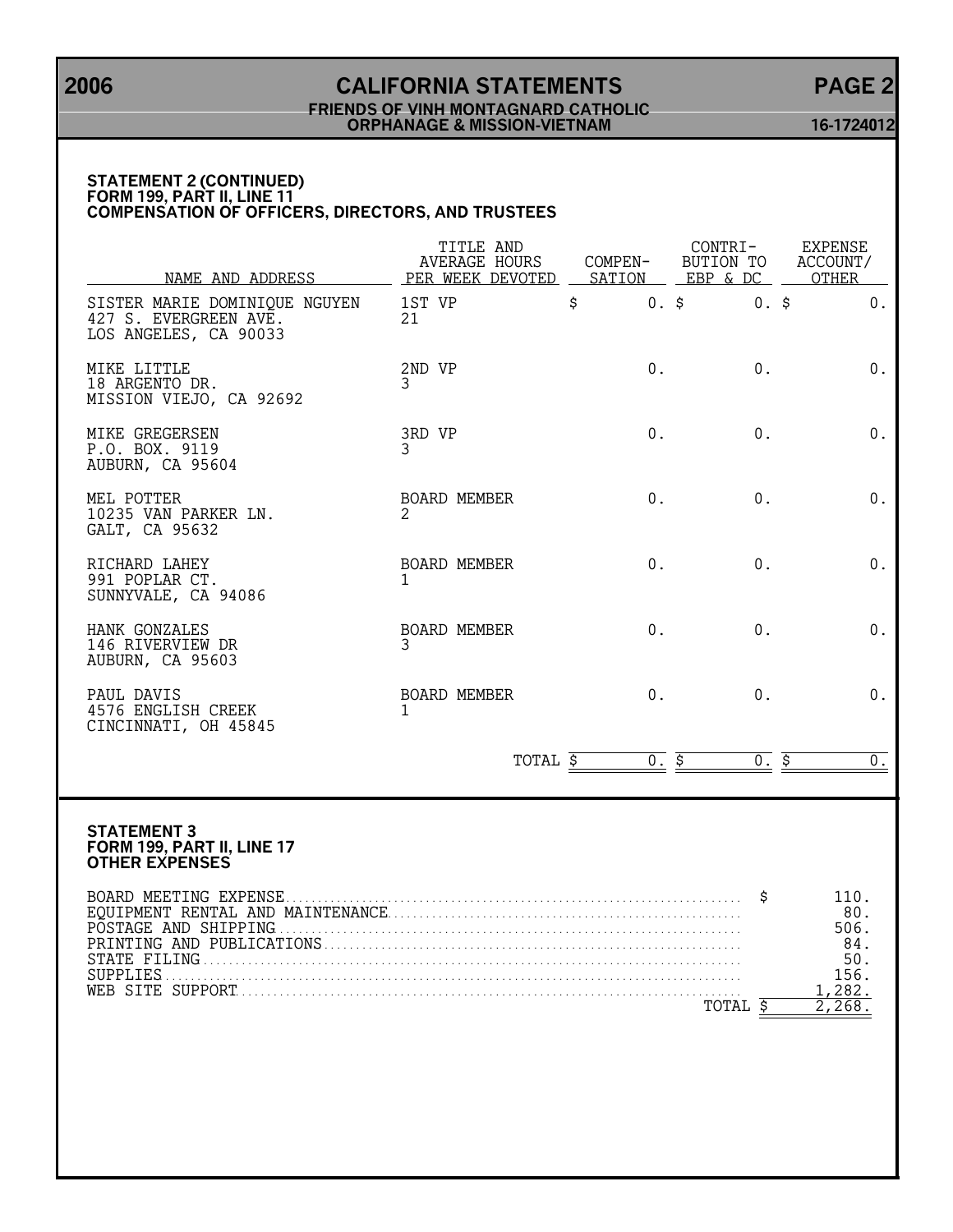## 2006 CALIFORNIA STATEMENTS — PAGE 2

**FRIENDS OF VINH MONTAGNARD CATHOLIC ORPHANAGE & MISSION-VIETNAM** — 16-1724012

### STATEMENT 2 (CONTINUED)
### FORM 199, PART II, LINE 11
### COMPENSATION OF OFFICERS, DIRECTORS, AND TRUSTEES

| NAME AND ADDRESS | TITLE AND AVERAGE HOURS PER WEEK DEVOTED | COMPEN-SATION | CONTRI-BUTION TO EBP & DC | EXPENSE ACCOUNT/ OTHER |
|---|---|---|---|---|
| SISTER MARIE DOMINIQUE NGUYEN<br>427 S. EVERGREEN AVE.<br>LOS ANGELES, CA 90033 | 1ST VP<br>21 | $ 0. | $ 0. | $ 0. |
| MIKE LITTLE<br>18 ARGENTO DR.<br>MISSION VIEJO, CA 92692 | 2ND VP<br>3 | 0. | 0. | 0. |
| MIKE GREGERSEN<br>P.O. BOX. 9119<br>AUBURN, CA 95604 | 3RD VP<br>3 | 0. | 0. | 0. |
| MEL POTTER<br>10235 VAN PARKER LN.<br>GALT, CA 95632 | BOARD MEMBER<br>2 | 0. | 0. | 0. |
| RICHARD LAHEY<br>991 POPLAR CT.<br>SUNNYVALE, CA 94086 | BOARD MEMBER<br>1 | 0. | 0. | 0. |
| HANK GONZALES<br>146 RIVERVIEW DR<br>AUBURN, CA 95603 | BOARD MEMBER<br>3 | 0. | 0. | 0. |
| PAUL DAVIS<br>4576 ENGLISH CREEK<br>CINCINNATI, OH 45845 | BOARD MEMBER<br>1 | 0. | 0. | 0. |
| | TOTAL | $ 0. | $ 0. | $ 0. |

### STATEMENT 3
### FORM 199, PART II, LINE 17
### OTHER EXPENSES

| | |
|---|---|
| BOARD MEETING EXPENSE | $ 110. |
| EQUIPMENT RENTAL AND MAINTENANCE | 80. |
| POSTAGE AND SHIPPING | 506. |
| PRINTING AND PUBLICATIONS | 84. |
| STATE FILING | 50. |
| SUPPLIES | 156. |
| WEB SITE SUPPORT | 1,282. |
| TOTAL | $ 2,268. |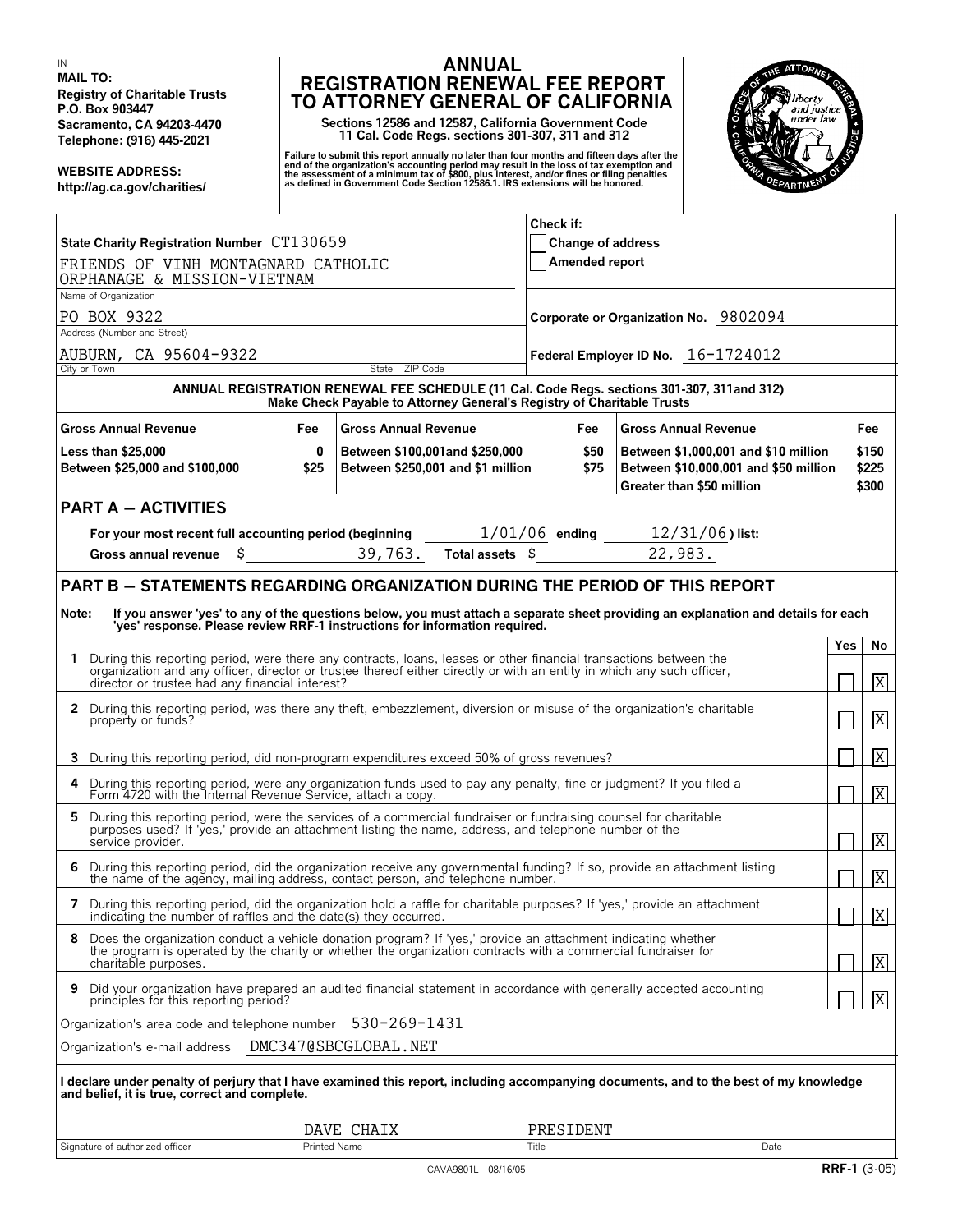IN

**MAIL TO:**
**Registry of Charitable Trusts**
**P.O. Box 903447**
**Sacramento, CA 94203-4470**
**Telephone: (916) 445-2021**

**WEBSITE ADDRESS:**
**http://ag.ca.gov/charities/**

# ANNUAL REGISTRATION RENEWAL FEE REPORT TO ATTORNEY GENERAL OF CALIFORNIA

**Sections 12586 and 12587, California Government Code**
**11 Cal. Code Regs. sections 301-307, 311 and 312**

**Failure to submit this report annually no later than four months and fifteen days after the end of the organization's accounting period may result in the loss of tax exemption and the assessment of a minimum tax of $800, plus interest, and/or fines or filing penalties as defined in Government Code Section 12586.1. IRS extensions will be honored.**

**State Charity Registration Number** CT130659

FRIENDS OF VINH MONTAGNARD CATHOLIC ORPHANAGE & MISSION-VIETNAM
Name of Organization

PO BOX 9322
Address (Number and Street)

AUBURN, CA 95604-9322
City or Town State ZIP Code

**Check if:**
☐ **Change of address**
☐ **Amended report**

**Corporate or Organization No.** 9802094

**Federal Employer ID No.** 16-1724012

**ANNUAL REGISTRATION RENEWAL FEE SCHEDULE (11 Cal. Code Regs. sections 301-307, 311and 312)**
**Make Check Payable to Attorney General's Registry of Charitable Trusts**

| Gross Annual Revenue | Fee | Gross Annual Revenue | Fee | Gross Annual Revenue | Fee |
|---|---|---|---|---|---|
| Less than $25,000 | 0 | Between $100,001and $250,000 | $50 | Between $1,000,001 and $10 million | $150 |
| Between $25,000 and $100,000 | $25 | Between $250,001 and $1 million | $75 | Between $10,000,001 and $50 million | $225 |
| | | | | Greater than $50 million | $300 |

## PART A — ACTIVITIES

For your most recent full accounting period (beginning 1/01/06 ending 12/31/06) list:

Gross annual revenue $ 39,763. Total assets $ 22,983.

## PART B — STATEMENTS REGARDING ORGANIZATION DURING THE PERIOD OF THIS REPORT

**Note: If you answer 'yes' to any of the questions below, you must attach a separate sheet providing an explanation and details for each 'yes' response. Please review RRF-1 instructions for information required.**

| | | Yes | No |
|---|---|---|---|
| 1 | During this reporting period, were there any contracts, loans, leases or other financial transactions between the organization and any officer, director or trustee thereof either directly or with an entity in which any such officer, director or trustee had any financial interest? | | X |
| 2 | During this reporting period, was there any theft, embezzlement, diversion or misuse of the organization's charitable property or funds? | | X |
| 3 | During this reporting period, did non-program expenditures exceed 50% of gross revenues? | | X |
| 4 | During this reporting period, were any organization funds used to pay any penalty, fine or judgment? If you filed a Form 4720 with the Internal Revenue Service, attach a copy. | | X |
| 5 | During this reporting period, were the services of a commercial fundraiser or fundraising counsel for charitable purposes used? If 'yes,' provide an attachment listing the name, address, and telephone number of the service provider. | | X |
| 6 | During this reporting period, did the organization receive any governmental funding? If so, provide an attachment listing the name of the agency, mailing address, contact person, and telephone number. | | X |
| 7 | During this reporting period, did the organization hold a raffle for charitable purposes? If 'yes,' provide an attachment indicating the number of raffles and the date(s) they occurred. | | X |
| 8 | Does the organization conduct a vehicle donation program? If 'yes,' provide an attachment indicating whether the program is operated by the charity or whether the organization contracts with a commercial fundraiser for charitable purposes. | | X |
| 9 | Did your organization have prepared an audited financial statement in accordance with generally accepted accounting principles for this reporting period? | | X |

Organization's area code and telephone number 530-269-1431

Organization's e-mail address DMC347@SBCGLOBAL.NET

**I declare under penalty of perjury that I have examined this report, including accompanying documents, and to the best of my knowledge and belief, it is true, correct and complete.**

| Signature of authorized officer | Printed Name | Title | Date |
|---|---|---|---|
| | DAVE CHAIX | PRESIDENT | |

CAVA9801L 08/16/05

**RRF-1** (3-05)